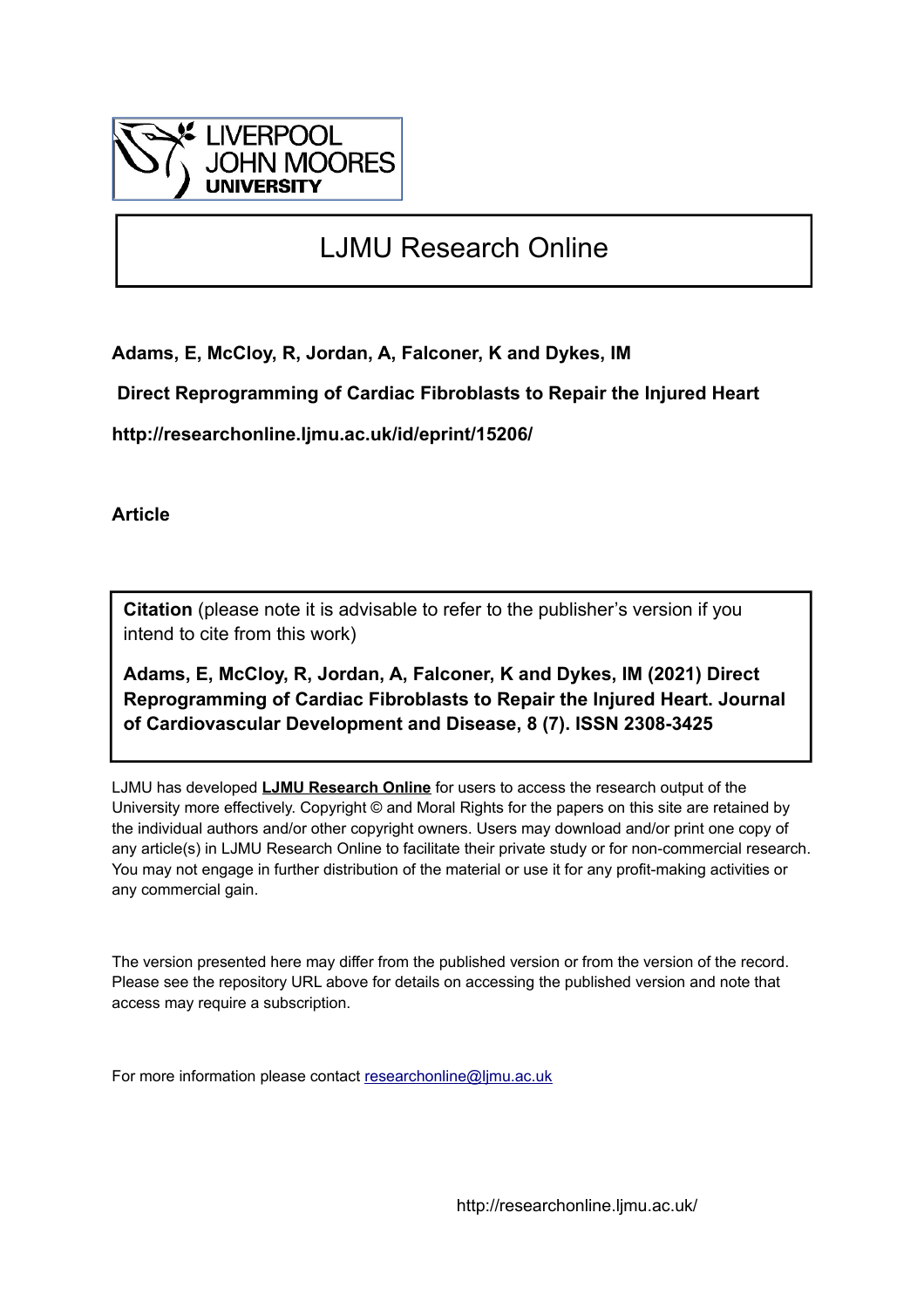LIVERPOOL JOHN MOORES UNIVERSITY

# LJMU Research Online

**Adams, E, McCloy, R, Jordan, A, Falconer, K and Dykes, IM**

**Direct Reprogramming of Cardiac Fibroblasts to Repair the Injured Heart**

**http://researchonline.ljmu.ac.uk/id/eprint/15206/**

**Article**

**Citation** (please note it is advisable to refer to the publisher's version if you intend to cite from this work)

**Adams, E, McCloy, R, Jordan, A, Falconer, K and Dykes, IM (2021) Direct Reprogramming of Cardiac Fibroblasts to Repair the Injured Heart. Journal of Cardiovascular Development and Disease, 8 (7). ISSN 2308-3425**

LJMU has developed **LJMU Research Online** for users to access the research output of the University more effectively. Copyright © and Moral Rights for the papers on this site are retained by the individual authors and/or other copyright owners. Users may download and/or print one copy of any article(s) in LJMU Research Online to facilitate their private study or for non-commercial research. You may not engage in further distribution of the material or use it for any profit-making activities or any commercial gain.

The version presented here may differ from the published version or from the version of the record. Please see the repository URL above for details on accessing the published version and note that access may require a subscription.

For more information please contact researchonline@ljmu.ac.uk

http://researchonline.ljmu.ac.uk/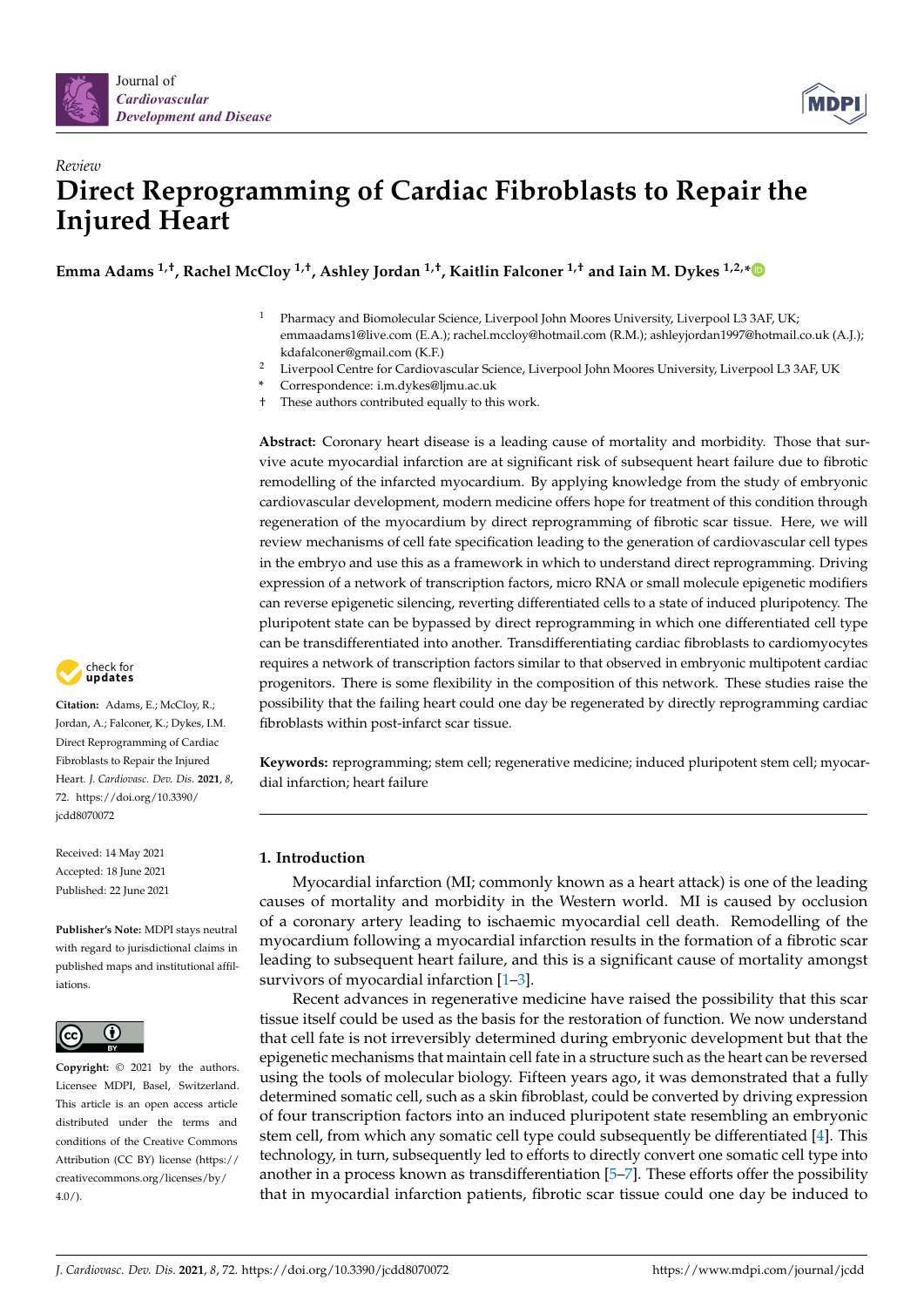# Review

# Direct Reprogramming of Cardiac Fibroblasts to Repair the Injured Heart

**Emma Adams [1,†], Rachel McCloy [1,†], Ashley Jordan [1,†], Kaitlin Falconer [1,†] and Iain M. Dykes [1,2,*]**

[1] Pharmacy and Biomolecular Science, Liverpool John Moores University, Liverpool L3 3AF, UK; emmaadams1@live.com (E.A.); rachel.mccloy@hotmail.com (R.M.); ashleyjordan1997@hotmail.co.uk (A.J.); kdafalconer@gmail.com (K.F.)

[2] Liverpool Centre for Cardiovascular Science, Liverpool John Moores University, Liverpool L3 3AF, UK

\* Correspondence: i.m.dykes@ljmu.ac.uk

† These authors contributed equally to this work.

**Abstract:** Coronary heart disease is a leading cause of mortality and morbidity. Those that survive acute myocardial infarction are at significant risk of subsequent heart failure due to fibrotic remodelling of the infarcted myocardium. By applying knowledge from the study of embryonic cardiovascular development, modern medicine offers hope for treatment of this condition through regeneration of the myocardium by direct reprogramming of fibrotic scar tissue. Here, we will review mechanisms of cell fate specification leading to the generation of cardiovascular cell types in the embryo and use this as a framework in which to understand direct reprogramming. Driving expression of a network of transcription factors, micro RNA or small molecule epigenetic modifiers can reverse epigenetic silencing, reverting differentiated cells to a state of induced pluripotency. The pluripotent state can be bypassed by direct reprogramming in which one differentiated cell type can be transdifferentiated into another. Transdifferentiating cardiac fibroblasts to cardiomyocytes requires a network of transcription factors similar to that observed in embryonic multipotent cardiac progenitors. There is some flexibility in the composition of this network. These studies raise the possibility that the failing heart could one day be regenerated by directly reprogramming cardiac fibroblasts within post-infarct scar tissue.

**Keywords:** reprogramming; stem cell; regenerative medicine; induced pluripotent stem cell; myocardial infarction; heart failure

**Citation:** Adams, E.; McCloy, R.; Jordan, A.; Falconer, K.; Dykes, I.M. Direct Reprogramming of Cardiac Fibroblasts to Repair the Injured Heart. *J. Cardiovasc. Dev. Dis.* **2021**, *8*, 72. https://doi.org/10.3390/jcdd8070072

Received: 14 May 2021
Accepted: 18 June 2021
Published: 22 June 2021

**Publisher's Note:** MDPI stays neutral with regard to jurisdictional claims in published maps and institutional affiliations.

**Copyright:** © 2021 by the authors. Licensee MDPI, Basel, Switzerland. This article is an open access article distributed under the terms and conditions of the Creative Commons Attribution (CC BY) license (https://creativecommons.org/licenses/by/4.0/).

## 1. Introduction

Myocardial infarction (MI; commonly known as a heart attack) is one of the leading causes of mortality and morbidity in the Western world. MI is caused by occlusion of a coronary artery leading to ischaemic myocardial cell death. Remodelling of the myocardium following a myocardial infarction results in the formation of a fibrotic scar leading to subsequent heart failure, and this is a significant cause of mortality amongst survivors of myocardial infarction [1–3].

Recent advances in regenerative medicine have raised the possibility that this scar tissue itself could be used as the basis for the restoration of function. We now understand that cell fate is not irreversibly determined during embryonic development but that the epigenetic mechanisms that maintain cell fate in a structure such as the heart can be reversed using the tools of molecular biology. Fifteen years ago, it was demonstrated that a fully determined somatic cell, such as a skin fibroblast, could be converted by driving expression of four transcription factors into an induced pluripotent state resembling an embryonic stem cell, from which any somatic cell type could subsequently be differentiated [4]. This technology, in turn, subsequently led to efforts to directly convert one somatic cell type into another in a process known as transdifferentiation [5–7]. These efforts offer the possibility that in myocardial infarction patients, fibrotic scar tissue could one day be induced to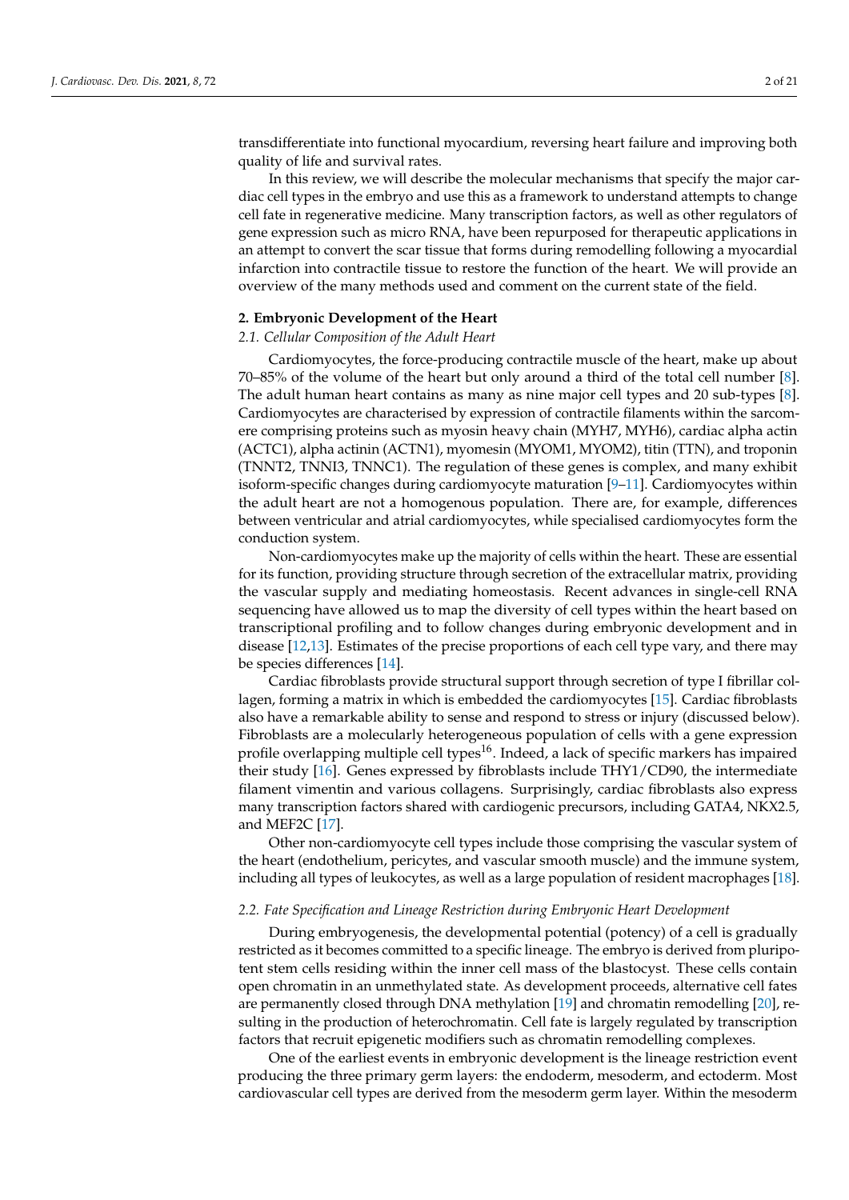transdifferentiate into functional myocardium, reversing heart failure and improving both quality of life and survival rates.

In this review, we will describe the molecular mechanisms that specify the major cardiac cell types in the embryo and use this as a framework to understand attempts to change cell fate in regenerative medicine. Many transcription factors, as well as other regulators of gene expression such as micro RNA, have been repurposed for therapeutic applications in an attempt to convert the scar tissue that forms during remodelling following a myocardial infarction into contractile tissue to restore the function of the heart. We will provide an overview of the many methods used and comment on the current state of the field.

## 2. Embryonic Development of the Heart

### 2.1. Cellular Composition of the Adult Heart

Cardiomyocytes, the force-producing contractile muscle of the heart, make up about 70–85% of the volume of the heart but only around a third of the total cell number [8]. The adult human heart contains as many as nine major cell types and 20 sub-types [8]. Cardiomyocytes are characterised by expression of contractile filaments within the sarcomere comprising proteins such as myosin heavy chain (MYH7, MYH6), cardiac alpha actin (ACTC1), alpha actinin (ACTN1), myomesin (MYOM1, MYOM2), titin (TTN), and troponin (TNNT2, TNNI3, TNNC1). The regulation of these genes is complex, and many exhibit isoform-specific changes during cardiomyocyte maturation [9–11]. Cardiomyocytes within the adult heart are not a homogenous population. There are, for example, differences between ventricular and atrial cardiomyocytes, while specialised cardiomyocytes form the conduction system.

Non-cardiomyocytes make up the majority of cells within the heart. These are essential for its function, providing structure through secretion of the extracellular matrix, providing the vascular supply and mediating homeostasis. Recent advances in single-cell RNA sequencing have allowed us to map the diversity of cell types within the heart based on transcriptional profiling and to follow changes during embryonic development and in disease [12,13]. Estimates of the precise proportions of each cell type vary, and there may be species differences [14].

Cardiac fibroblasts provide structural support through secretion of type I fibrillar collagen, forming a matrix in which is embedded the cardiomyocytes [15]. Cardiac fibroblasts also have a remarkable ability to sense and respond to stress or injury (discussed below). Fibroblasts are a molecularly heterogeneous population of cells with a gene expression profile overlapping multiple cell types[16]. Indeed, a lack of specific markers has impaired their study [16]. Genes expressed by fibroblasts include THY1/CD90, the intermediate filament vimentin and various collagens. Surprisingly, cardiac fibroblasts also express many transcription factors shared with cardiogenic precursors, including GATA4, NKX2.5, and MEF2C [17].

Other non-cardiomyocyte cell types include those comprising the vascular system of the heart (endothelium, pericytes, and vascular smooth muscle) and the immune system, including all types of leukocytes, as well as a large population of resident macrophages [18].

### 2.2. Fate Specification and Lineage Restriction during Embryonic Heart Development

During embryogenesis, the developmental potential (potency) of a cell is gradually restricted as it becomes committed to a specific lineage. The embryo is derived from pluripotent stem cells residing within the inner cell mass of the blastocyst. These cells contain open chromatin in an unmethylated state. As development proceeds, alternative cell fates are permanently closed through DNA methylation [19] and chromatin remodelling [20], resulting in the production of heterochromatin. Cell fate is largely regulated by transcription factors that recruit epigenetic modifiers such as chromatin remodelling complexes.

One of the earliest events in embryonic development is the lineage restriction event producing the three primary germ layers: the endoderm, mesoderm, and ectoderm. Most cardiovascular cell types are derived from the mesoderm germ layer. Within the mesoderm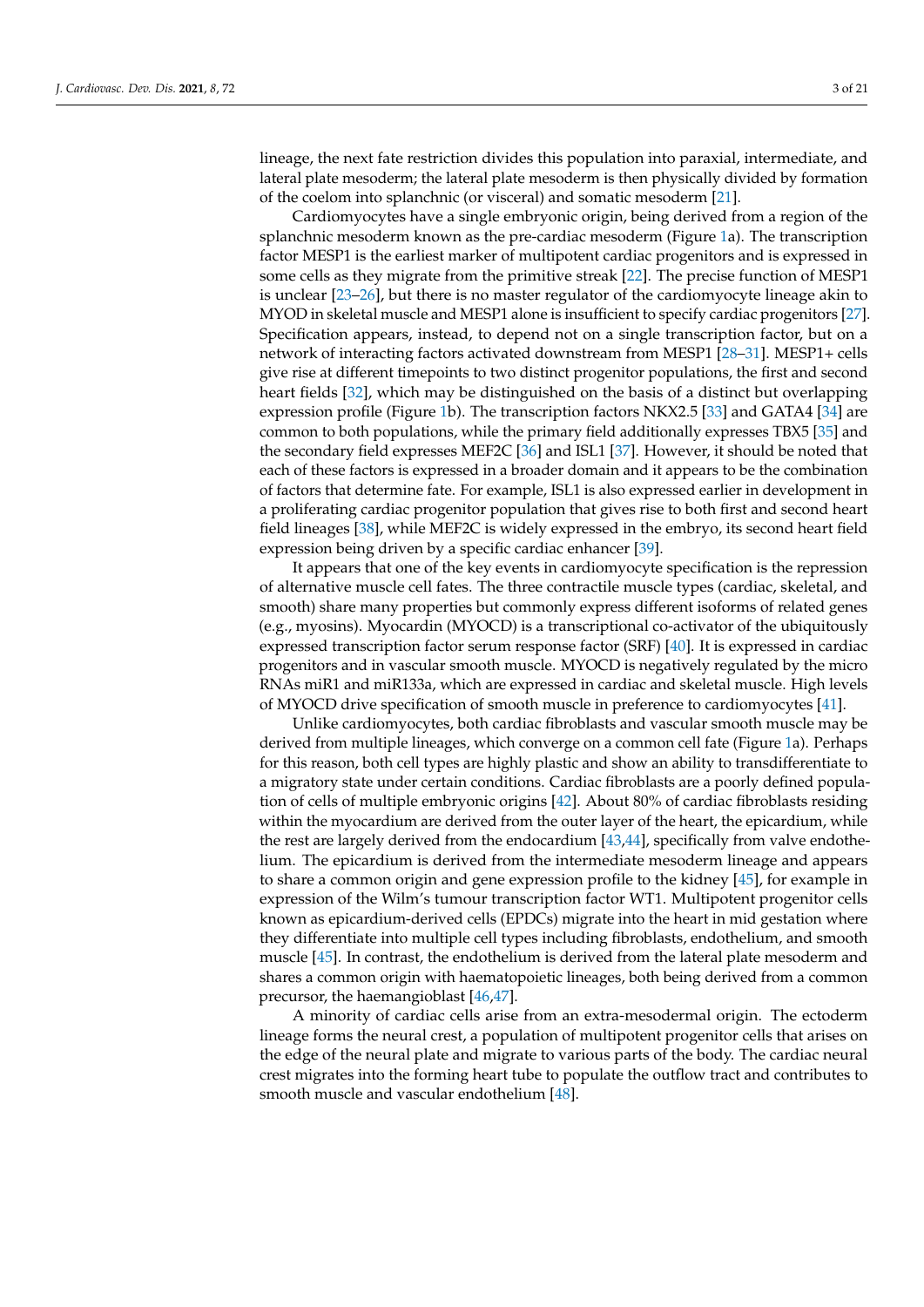lineage, the next fate restriction divides this population into paraxial, intermediate, and lateral plate mesoderm; the lateral plate mesoderm is then physically divided by formation of the coelom into splanchnic (or visceral) and somatic mesoderm [21].

Cardiomyocytes have a single embryonic origin, being derived from a region of the splanchnic mesoderm known as the pre-cardiac mesoderm (Figure 1a). The transcription factor MESP1 is the earliest marker of multipotent cardiac progenitors and is expressed in some cells as they migrate from the primitive streak [22]. The precise function of MESP1 is unclear [23–26], but there is no master regulator of the cardiomyocyte lineage akin to MYOD in skeletal muscle and MESP1 alone is insufficient to specify cardiac progenitors [27]. Specification appears, instead, to depend not on a single transcription factor, but on a network of interacting factors activated downstream from MESP1 [28–31]. MESP1+ cells give rise at different timepoints to two distinct progenitor populations, the first and second heart fields [32], which may be distinguished on the basis of a distinct but overlapping expression profile (Figure 1b). The transcription factors NKX2.5 [33] and GATA4 [34] are common to both populations, while the primary field additionally expresses TBX5 [35] and the secondary field expresses MEF2C [36] and ISL1 [37]. However, it should be noted that each of these factors is expressed in a broader domain and it appears to be the combination of factors that determine fate. For example, ISL1 is also expressed earlier in development in a proliferating cardiac progenitor population that gives rise to both first and second heart field lineages [38], while MEF2C is widely expressed in the embryo, its second heart field expression being driven by a specific cardiac enhancer [39].

It appears that one of the key events in cardiomyocyte specification is the repression of alternative muscle cell fates. The three contractile muscle types (cardiac, skeletal, and smooth) share many properties but commonly express different isoforms of related genes (e.g., myosins). Myocardin (MYOCD) is a transcriptional co-activator of the ubiquitously expressed transcription factor serum response factor (SRF) [40]. It is expressed in cardiac progenitors and in vascular smooth muscle. MYOCD is negatively regulated by the micro RNAs miR1 and miR133a, which are expressed in cardiac and skeletal muscle. High levels of MYOCD drive specification of smooth muscle in preference to cardiomyocytes [41].

Unlike cardiomyocytes, both cardiac fibroblasts and vascular smooth muscle may be derived from multiple lineages, which converge on a common cell fate (Figure 1a). Perhaps for this reason, both cell types are highly plastic and show an ability to transdifferentiate to a migratory state under certain conditions. Cardiac fibroblasts are a poorly defined population of cells of multiple embryonic origins [42]. About 80% of cardiac fibroblasts residing within the myocardium are derived from the outer layer of the heart, the epicardium, while the rest are largely derived from the endocardium [43,44], specifically from valve endothelium. The epicardium is derived from the intermediate mesoderm lineage and appears to share a common origin and gene expression profile to the kidney [45], for example in expression of the Wilm's tumour transcription factor WT1. Multipotent progenitor cells known as epicardium-derived cells (EPDCs) migrate into the heart in mid gestation where they differentiate into multiple cell types including fibroblasts, endothelium, and smooth muscle [45]. In contrast, the endothelium is derived from the lateral plate mesoderm and shares a common origin with haematopoietic lineages, both being derived from a common precursor, the haemangioblast [46,47].

A minority of cardiac cells arise from an extra-mesodermal origin. The ectoderm lineage forms the neural crest, a population of multipotent progenitor cells that arises on the edge of the neural plate and migrate to various parts of the body. The cardiac neural crest migrates into the forming heart tube to populate the outflow tract and contributes to smooth muscle and vascular endothelium [48].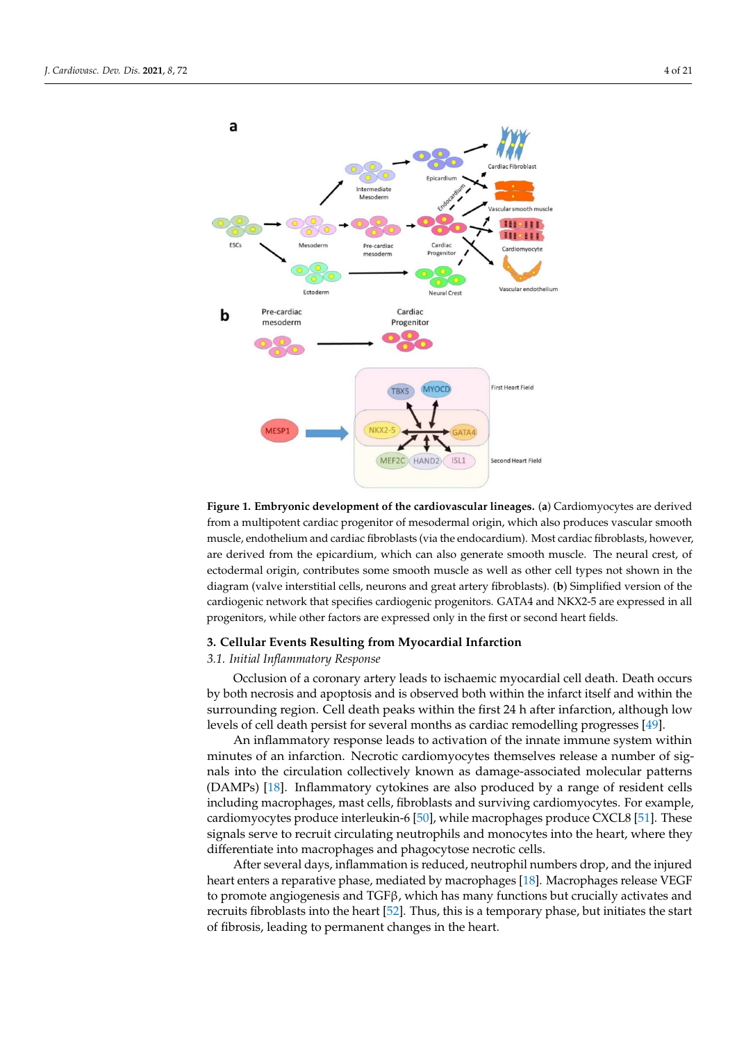**Figure 1. Embryonic development of the cardiovascular lineages.** (**a**) Cardiomyocytes are derived from a multipotent cardiac progenitor of mesodermal origin, which also produces vascular smooth muscle, endothelium and cardiac fibroblasts (via the endocardium). Most cardiac fibroblasts, however, are derived from the epicardium, which can also generate smooth muscle. The neural crest, of ectodermal origin, contributes some smooth muscle as well as other cell types not shown in the diagram (valve interstitial cells, neurons and great artery fibroblasts). (**b**) Simplified version of the cardiogenic network that specifies cardiogenic progenitors. GATA4 and NKX2-5 are expressed in all progenitors, while other factors are expressed only in the first or second heart fields.

## 3. Cellular Events Resulting from Myocardial Infarction

### *3.1. Initial Inflammatory Response*

Occlusion of a coronary artery leads to ischaemic myocardial cell death. Death occurs by both necrosis and apoptosis and is observed both within the infarct itself and within the surrounding region. Cell death peaks within the first 24 h after infarction, although low levels of cell death persist for several months as cardiac remodelling progresses [49].

An inflammatory response leads to activation of the innate immune system within minutes of an infarction. Necrotic cardiomyocytes themselves release a number of signals into the circulation collectively known as damage-associated molecular patterns (DAMPs) [18]. Inflammatory cytokines are also produced by a range of resident cells including macrophages, mast cells, fibroblasts and surviving cardiomyocytes. For example, cardiomyocytes produce interleukin-6 [50], while macrophages produce CXCL8 [51]. These signals serve to recruit circulating neutrophils and monocytes into the heart, where they differentiate into macrophages and phagocytose necrotic cells.

After several days, inflammation is reduced, neutrophil numbers drop, and the injured heart enters a reparative phase, mediated by macrophages [18]. Macrophages release VEGF to promote angiogenesis and TGFβ, which has many functions but crucially activates and recruits fibroblasts into the heart [52]. Thus, this is a temporary phase, but initiates the start of fibrosis, leading to permanent changes in the heart.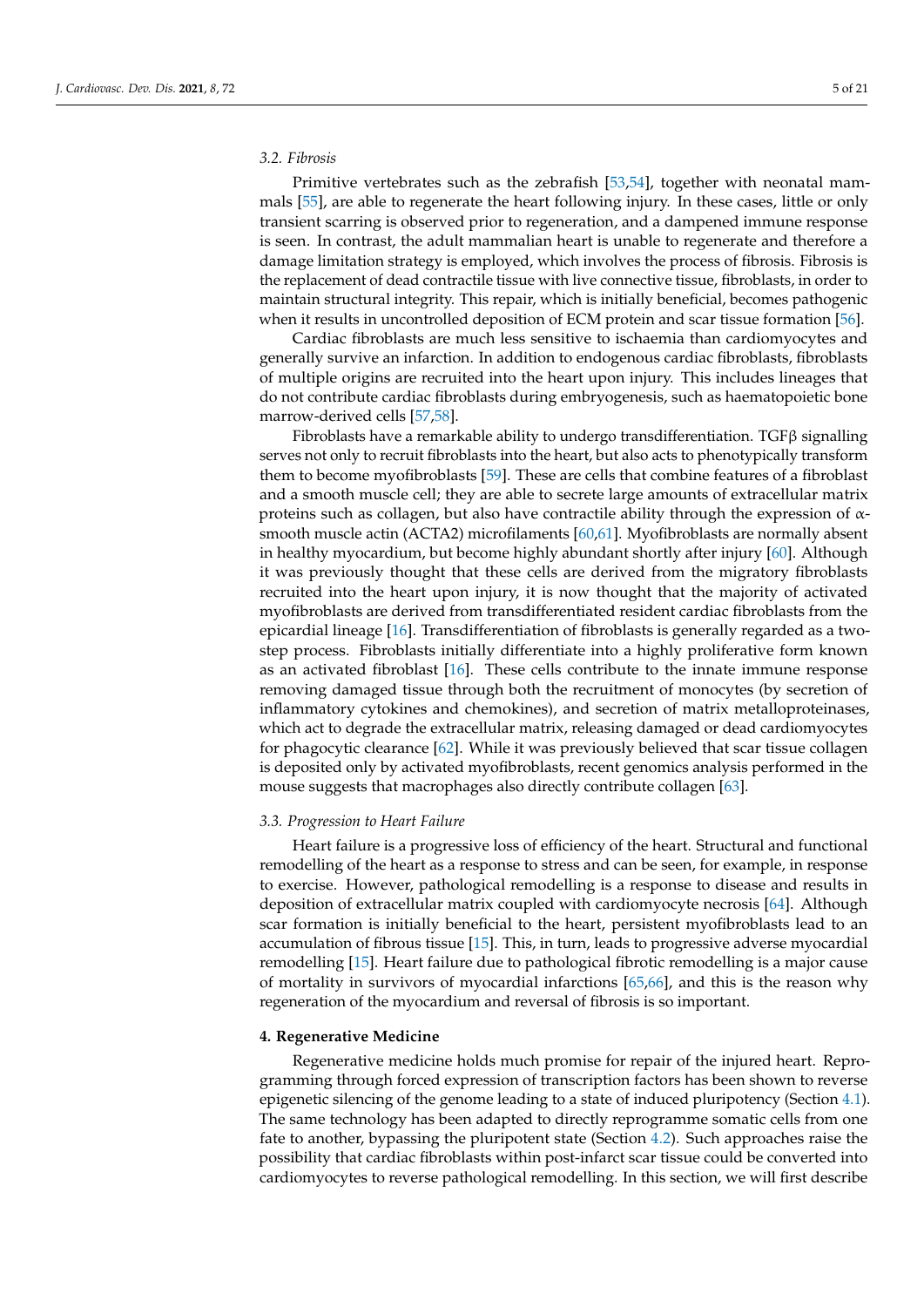### 3.2. Fibrosis

Primitive vertebrates such as the zebrafish [53,54], together with neonatal mammals [55], are able to regenerate the heart following injury. In these cases, little or only transient scarring is observed prior to regeneration, and a dampened immune response is seen. In contrast, the adult mammalian heart is unable to regenerate and therefore a damage limitation strategy is employed, which involves the process of fibrosis. Fibrosis is the replacement of dead contractile tissue with live connective tissue, fibroblasts, in order to maintain structural integrity. This repair, which is initially beneficial, becomes pathogenic when it results in uncontrolled deposition of ECM protein and scar tissue formation [56].

Cardiac fibroblasts are much less sensitive to ischaemia than cardiomyocytes and generally survive an infarction. In addition to endogenous cardiac fibroblasts, fibroblasts of multiple origins are recruited into the heart upon injury. This includes lineages that do not contribute cardiac fibroblasts during embryogenesis, such as haematopoietic bone marrow-derived cells [57,58].

Fibroblasts have a remarkable ability to undergo transdifferentiation. TGFβ signalling serves not only to recruit fibroblasts into the heart, but also acts to phenotypically transform them to become myofibroblasts [59]. These are cells that combine features of a fibroblast and a smooth muscle cell; they are able to secrete large amounts of extracellular matrix proteins such as collagen, but also have contractile ability through the expression of α-smooth muscle actin (ACTA2) microfilaments [60,61]. Myofibroblasts are normally absent in healthy myocardium, but become highly abundant shortly after injury [60]. Although it was previously thought that these cells are derived from the migratory fibroblasts recruited into the heart upon injury, it is now thought that the majority of activated myofibroblasts are derived from transdifferentiated resident cardiac fibroblasts from the epicardial lineage [16]. Transdifferentiation of fibroblasts is generally regarded as a two-step process. Fibroblasts initially differentiate into a highly proliferative form known as an activated fibroblast [16]. These cells contribute to the innate immune response removing damaged tissue through both the recruitment of monocytes (by secretion of inflammatory cytokines and chemokines), and secretion of matrix metalloproteinases, which act to degrade the extracellular matrix, releasing damaged or dead cardiomyocytes for phagocytic clearance [62]. While it was previously believed that scar tissue collagen is deposited only by activated myofibroblasts, recent genomics analysis performed in the mouse suggests that macrophages also directly contribute collagen [63].

### 3.3. Progression to Heart Failure

Heart failure is a progressive loss of efficiency of the heart. Structural and functional remodelling of the heart as a response to stress and can be seen, for example, in response to exercise. However, pathological remodelling is a response to disease and results in deposition of extracellular matrix coupled with cardiomyocyte necrosis [64]. Although scar formation is initially beneficial to the heart, persistent myofibroblasts lead to an accumulation of fibrous tissue [15]. This, in turn, leads to progressive adverse myocardial remodelling [15]. Heart failure due to pathological fibrotic remodelling is a major cause of mortality in survivors of myocardial infarctions [65,66], and this is the reason why regeneration of the myocardium and reversal of fibrosis is so important.

## 4. Regenerative Medicine

Regenerative medicine holds much promise for repair of the injured heart. Reprogramming through forced expression of transcription factors has been shown to reverse epigenetic silencing of the genome leading to a state of induced pluripotency (Section 4.1). The same technology has been adapted to directly reprogramme somatic cells from one fate to another, bypassing the pluripotent state (Section 4.2). Such approaches raise the possibility that cardiac fibroblasts within post-infarct scar tissue could be converted into cardiomyocytes to reverse pathological remodelling. In this section, we will first describe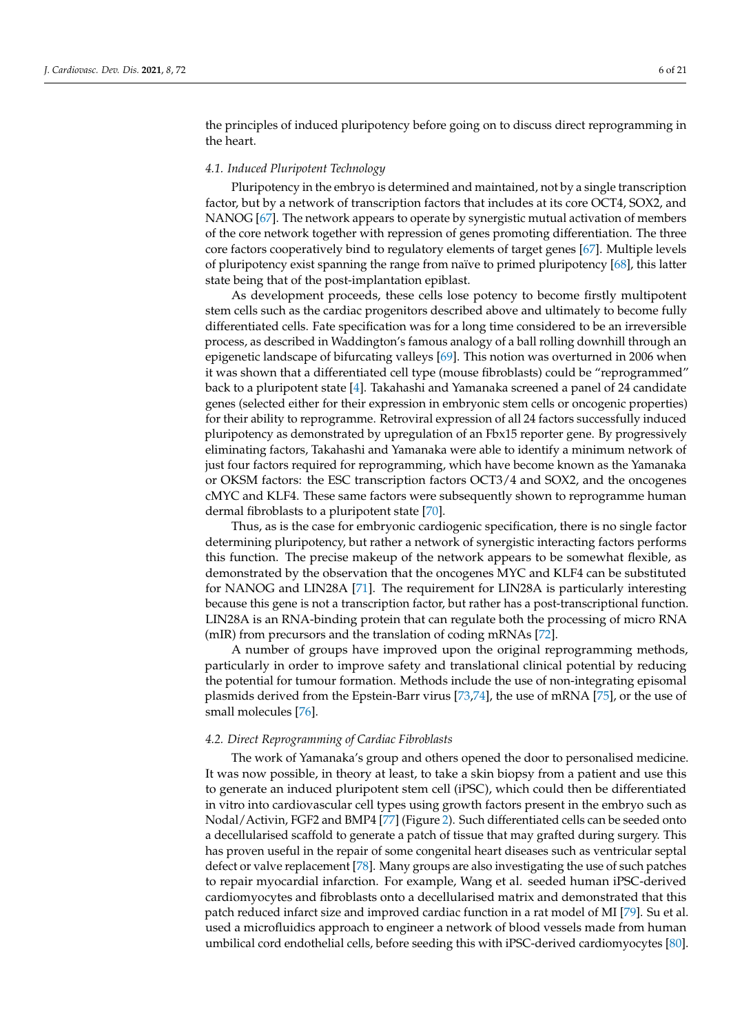the principles of induced pluripotency before going on to discuss direct reprogramming in the heart.

### 4.1. Induced Pluripotent Technology

Pluripotency in the embryo is determined and maintained, not by a single transcription factor, but by a network of transcription factors that includes at its core OCT4, SOX2, and NANOG [67]. The network appears to operate by synergistic mutual activation of members of the core network together with repression of genes promoting differentiation. The three core factors cooperatively bind to regulatory elements of target genes [67]. Multiple levels of pluripotency exist spanning the range from naïve to primed pluripotency [68], this latter state being that of the post-implantation epiblast.

As development proceeds, these cells lose potency to become firstly multipotent stem cells such as the cardiac progenitors described above and ultimately to become fully differentiated cells. Fate specification was for a long time considered to be an irreversible process, as described in Waddington's famous analogy of a ball rolling downhill through an epigenetic landscape of bifurcating valleys [69]. This notion was overturned in 2006 when it was shown that a differentiated cell type (mouse fibroblasts) could be "reprogrammed" back to a pluripotent state [4]. Takahashi and Yamanaka screened a panel of 24 candidate genes (selected either for their expression in embryonic stem cells or oncogenic properties) for their ability to reprogramme. Retroviral expression of all 24 factors successfully induced pluripotency as demonstrated by upregulation of an Fbx15 reporter gene. By progressively eliminating factors, Takahashi and Yamanaka were able to identify a minimum network of just four factors required for reprogramming, which have become known as the Yamanaka or OKSM factors: the ESC transcription factors OCT3/4 and SOX2, and the oncogenes cMYC and KLF4. These same factors were subsequently shown to reprogramme human dermal fibroblasts to a pluripotent state [70].

Thus, as is the case for embryonic cardiogenic specification, there is no single factor determining pluripotency, but rather a network of synergistic interacting factors performs this function. The precise makeup of the network appears to be somewhat flexible, as demonstrated by the observation that the oncogenes MYC and KLF4 can be substituted for NANOG and LIN28A [71]. The requirement for LIN28A is particularly interesting because this gene is not a transcription factor, but rather has a post-transcriptional function. LIN28A is an RNA-binding protein that can regulate both the processing of micro RNA (mIR) from precursors and the translation of coding mRNAs [72].

A number of groups have improved upon the original reprogramming methods, particularly in order to improve safety and translational clinical potential by reducing the potential for tumour formation. Methods include the use of non-integrating episomal plasmids derived from the Epstein-Barr virus [73,74], the use of mRNA [75], or the use of small molecules [76].

### 4.2. Direct Reprogramming of Cardiac Fibroblasts

The work of Yamanaka's group and others opened the door to personalised medicine. It was now possible, in theory at least, to take a skin biopsy from a patient and use this to generate an induced pluripotent stem cell (iPSC), which could then be differentiated in vitro into cardiovascular cell types using growth factors present in the embryo such as Nodal/Activin, FGF2 and BMP4 [77] (Figure 2). Such differentiated cells can be seeded onto a decellularised scaffold to generate a patch of tissue that may grafted during surgery. This has proven useful in the repair of some congenital heart diseases such as ventricular septal defect or valve replacement [78]. Many groups are also investigating the use of such patches to repair myocardial infarction. For example, Wang et al. seeded human iPSC-derived cardiomyocytes and fibroblasts onto a decellularised matrix and demonstrated that this patch reduced infarct size and improved cardiac function in a rat model of MI [79]. Su et al. used a microfluidics approach to engineer a network of blood vessels made from human umbilical cord endothelial cells, before seeding this with iPSC-derived cardiomyocytes [80].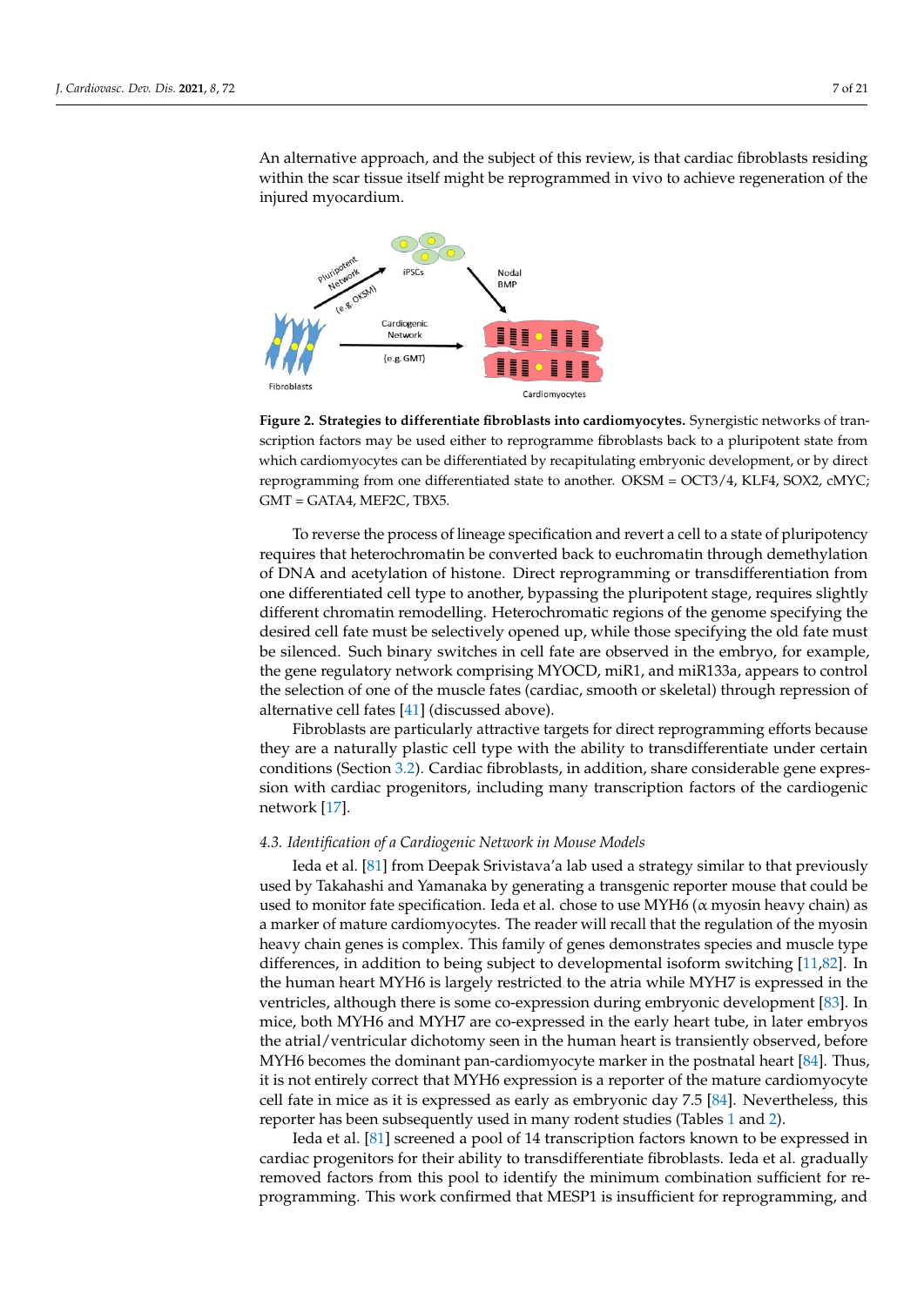An alternative approach, and the subject of this review, is that cardiac fibroblasts residing within the scar tissue itself might be reprogrammed in vivo to achieve regeneration of the injured myocardium.

**Figure 2. Strategies to differentiate fibroblasts into cardiomyocytes.** Synergistic networks of transcription factors may be used either to reprogramme fibroblasts back to a pluripotent state from which cardiomyocytes can be differentiated by recapitulating embryonic development, or by direct reprogramming from one differentiated state to another. OKSM = OCT3/4, KLF4, SOX2, cMYC; GMT = GATA4, MEF2C, TBX5.

To reverse the process of lineage specification and revert a cell to a state of pluripotency requires that heterochromatin be converted back to euchromatin through demethylation of DNA and acetylation of histone. Direct reprogramming or transdifferentiation from one differentiated cell type to another, bypassing the pluripotent stage, requires slightly different chromatin remodelling. Heterochromatic regions of the genome specifying the desired cell fate must be selectively opened up, while those specifying the old fate must be silenced. Such binary switches in cell fate are observed in the embryo, for example, the gene regulatory network comprising MYOCD, miR1, and miR133a, appears to control the selection of one of the muscle fates (cardiac, smooth or skeletal) through repression of alternative cell fates [41] (discussed above).

Fibroblasts are particularly attractive targets for direct reprogramming efforts because they are a naturally plastic cell type with the ability to transdifferentiate under certain conditions (Section 3.2). Cardiac fibroblasts, in addition, share considerable gene expression with cardiac progenitors, including many transcription factors of the cardiogenic network [17].

### *4.3. Identification of a Cardiogenic Network in Mouse Models*

Ieda et al. [81] from Deepak Srivistava'a lab used a strategy similar to that previously used by Takahashi and Yamanaka by generating a transgenic reporter mouse that could be used to monitor fate specification. Ieda et al. chose to use MYH6 (α myosin heavy chain) as a marker of mature cardiomyocytes. The reader will recall that the regulation of the myosin heavy chain genes is complex. This family of genes demonstrates species and muscle type differences, in addition to being subject to developmental isoform switching [11,82]. In the human heart MYH6 is largely restricted to the atria while MYH7 is expressed in the ventricles, although there is some co-expression during embryonic development [83]. In mice, both MYH6 and MYH7 are co-expressed in the early heart tube, in later embryos the atrial/ventricular dichotomy seen in the human heart is transiently observed, before MYH6 becomes the dominant pan-cardiomyocyte marker in the postnatal heart [84]. Thus, it is not entirely correct that MYH6 expression is a reporter of the mature cardiomyocyte cell fate in mice as it is expressed as early as embryonic day 7.5 [84]. Nevertheless, this reporter has been subsequently used in many rodent studies (Tables 1 and 2).

Ieda et al. [81] screened a pool of 14 transcription factors known to be expressed in cardiac progenitors for their ability to transdifferentiate fibroblasts. Ieda et al. gradually removed factors from this pool to identify the minimum combination sufficient for reprogramming. This work confirmed that MESP1 is insufficient for reprogramming, and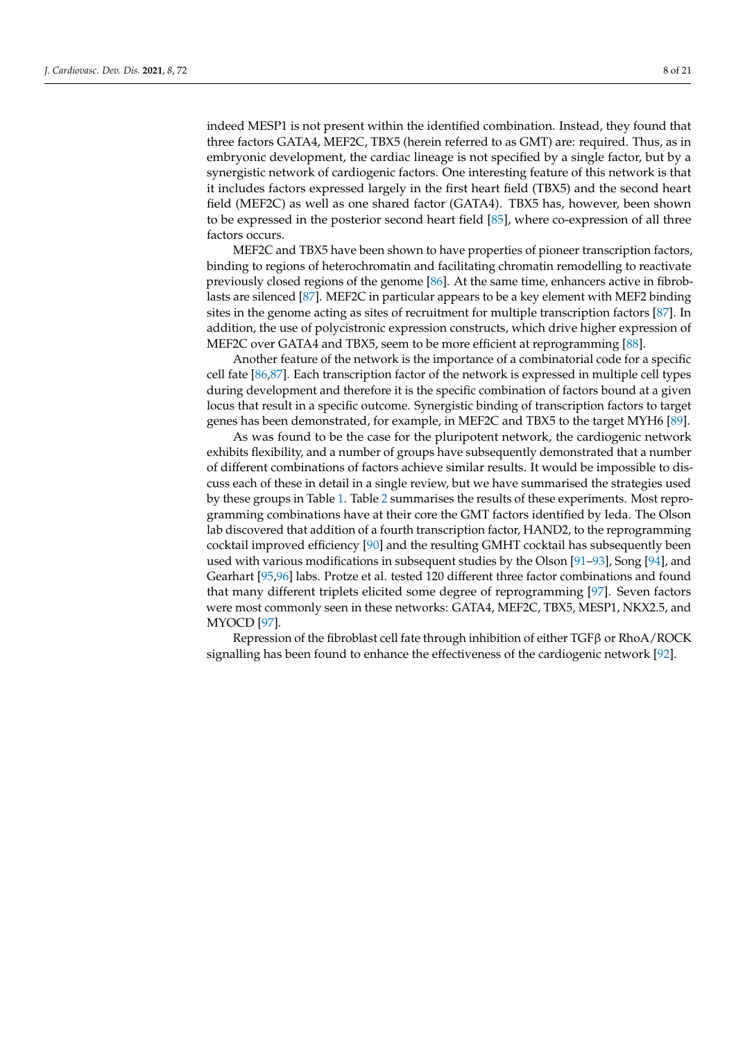indeed MESP1 is not present within the identified combination. Instead, they found that three factors GATA4, MEF2C, TBX5 (herein referred to as GMT) are: required. Thus, as in embryonic development, the cardiac lineage is not specified by a single factor, but by a synergistic network of cardiogenic factors. One interesting feature of this network is that it includes factors expressed largely in the first heart field (TBX5) and the second heart field (MEF2C) as well as one shared factor (GATA4). TBX5 has, however, been shown to be expressed in the posterior second heart field [85], where co-expression of all three factors occurs.

MEF2C and TBX5 have been shown to have properties of pioneer transcription factors, binding to regions of heterochromatin and facilitating chromatin remodelling to reactivate previously closed regions of the genome [86]. At the same time, enhancers active in fibroblasts are silenced [87]. MEF2C in particular appears to be a key element with MEF2 binding sites in the genome acting as sites of recruitment for multiple transcription factors [87]. In addition, the use of polycistronic expression constructs, which drive higher expression of MEF2C over GATA4 and TBX5, seem to be more efficient at reprogramming [88].

Another feature of the network is the importance of a combinatorial code for a specific cell fate [86,87]. Each transcription factor of the network is expressed in multiple cell types during development and therefore it is the specific combination of factors bound at a given locus that result in a specific outcome. Synergistic binding of transcription factors to target genes has been demonstrated, for example, in MEF2C and TBX5 to the target MYH6 [89].

As was found to be the case for the pluripotent network, the cardiogenic network exhibits flexibility, and a number of groups have subsequently demonstrated that a number of different combinations of factors achieve similar results. It would be impossible to discuss each of these in detail in a single review, but we have summarised the strategies used by these groups in Table 1. Table 2 summarises the results of these experiments. Most reprogramming combinations have at their core the GMT factors identified by Ieda. The Olson lab discovered that addition of a fourth transcription factor, HAND2, to the reprogramming cocktail improved efficiency [90] and the resulting GMHT cocktail has subsequently been used with various modifications in subsequent studies by the Olson [91–93], Song [94], and Gearhart [95,96] labs. Protze et al. tested 120 different three factor combinations and found that many different triplets elicited some degree of reprogramming [97]. Seven factors were most commonly seen in these networks: GATA4, MEF2C, TBX5, MESP1, NKX2.5, and MYOCD [97].

Repression of the fibroblast cell fate through inhibition of either TGFβ or RhoA/ROCK signalling has been found to enhance the effectiveness of the cardiogenic network [92].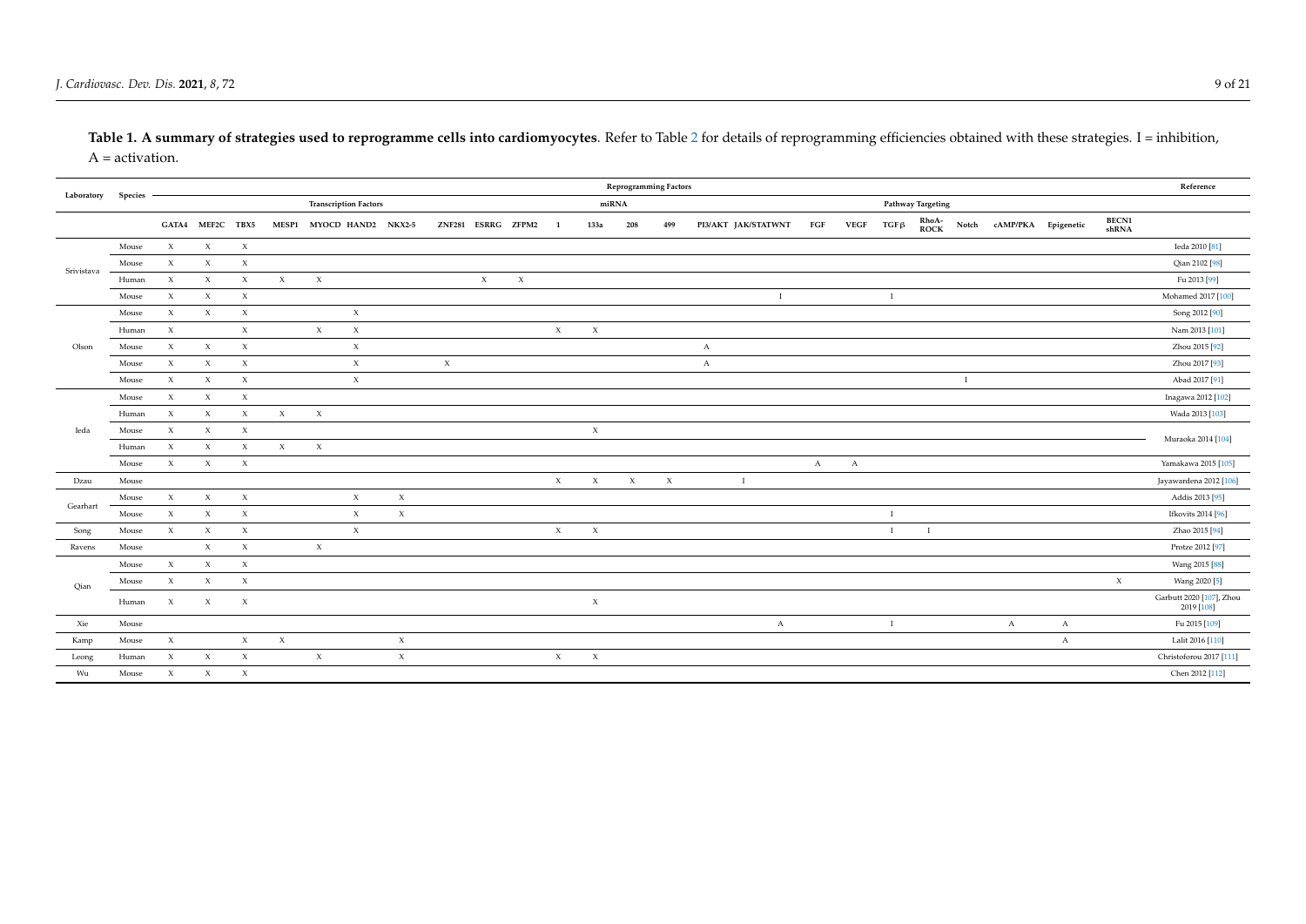**Table 1. A summary of strategies used to reprogramme cells into cardiomyocytes**. Refer to Table 2 for details of reprogramming efficiencies obtained with these strategies. I = inhibition, A = activation.

| Laboratory | Species | Reprogramming Factors | | | | | | | | | | | | | | | | | | | | | | | | | Reference |
|---|---|---|---|---|---|---|---|---|---|---|---|---|---|---|---|---|---|---|---|---|---|---|---|---|---|---|---|
| | | Transcription Factors | | | | | | | | | | miRNA | | | | Pathway Targeting | | | | | | | | | | | |
| | | GATA4 | MEF2C | TBX5 | MESP1 | MYOCD | HAND2 | NKX2-5 | ZNF281 | ESRRG | ZFPM2 | 1 | 133a | 208 | 499 | PI3/AKT | JAK/STAT | WNT | FGF | VEGF | TGFβ | RhoA-ROCK | Notch | cAMP/PKA | Epigenetic | BECN1 shRNA | |
| Srivistava | Mouse | X | X | X | | | | | | | | | | | | | | | | | | | | | | | Ieda 2010 [81] |
| | Mouse | X | X | X | | | | | | | | | | | | | | | | | | | | | | | Qian 2102 [98] |
| | Human | X | X | X | X | X | | | | X | X | | | | | | | | | | | | | | | | Fu 2013 [99] |
| | Mouse | X | X | X | | | | | | | | | | | | | | I | | | I | | | | | | Mohamed 2017 [100] |
| Olson | Mouse | X | X | X | | | X | | | | | | | | | | | | | | | | | | | | Song 2012 [90] |
| | Human | X | | X | | X | X | | | | | X | X | | | | | | | | | | | | | | Nam 2013 [101] |
| | Mouse | X | X | X | | | X | | | | | | | | | A | | | | | | | | | | | Zhou 2015 [92] |
| | Mouse | X | X | X | | | X | | X | | | | | | | A | | | | | | | | | | | Zhou 2017 [93] |
| | Mouse | X | X | X | | | X | | | | | | | | | | | | | | | | I | | | | Abad 2017 [91] |
| Ieda | Mouse | X | X | X | | | | | | | | | | | | | | | | | | | | | | | Inagawa 2012 [102] |
| | Human | X | X | X | X | X | | | | | | | | | | | | | | | | | | | | | Wada 2013 [103] |
| | Mouse | X | X | X | | | | | | | | | X | | | | | | | | | | | | | | Muraoka 2014 [104] |
| | Human | X | X | X | X | X | | | | | | | | | | | | | | | | | | | | | Muraoka 2014 [104] |
| | Mouse | X | X | X | | | | | | | | | | | | | | | A | A | | | | | | | Yamakawa 2015 [105] |
| Dzau | Mouse | | | | | | | | | | | X | X | X | X | | I | | | | | | | | | | Jayawardena 2012 [106] |
| Gearhart | Mouse | X | X | X | | | X | X | | | | | | | | | | | | | | | | | | | Addis 2013 [95] |
| | Mouse | X | X | X | | | X | X | | | | | | | | | | | | | I | | | | | | Ifkovits 2014 [96] |
| Song | Mouse | X | X | X | | | X | | | | | X | X | | | | | | | | I | I | | | | | Zhao 2015 [94] |
| Ravens | Mouse | | X | X | | X | | | | | | | | | | | | | | | | | | | | | Protze 2012 [97] |
| Qian | Mouse | X | X | X | | | | | | | | | | | | | | | | | | | | | | | Wang 2015 [88] |
| | Mouse | X | X | X | | | | | | | | | | | | | | | | | | | | | | X | Wang 2020 [5] |
| | Human | X | X | X | | | | | | | | | X | | | | | | | | | | | | | | Garbutt 2020 [107], Zhou 2019 [108] |
| Xie | Mouse | | | | | | | | | | | | | | | | | A | | | I | | | A | A | | Fu 2015 [109] |
| Kamp | Mouse | X | | X | X | | | X | | | | | | | | | | | | | | | | | A | | Lalit 2016 [110] |
| Leong | Human | X | X | X | | X | | X | | | | X | X | | | | | | | | | | | | | | Christoforou 2017 [111] |
| Wu | Mouse | X | X | X | | | | | | | | | | | | | | | | | | | | | | | Chen 2012 [112] |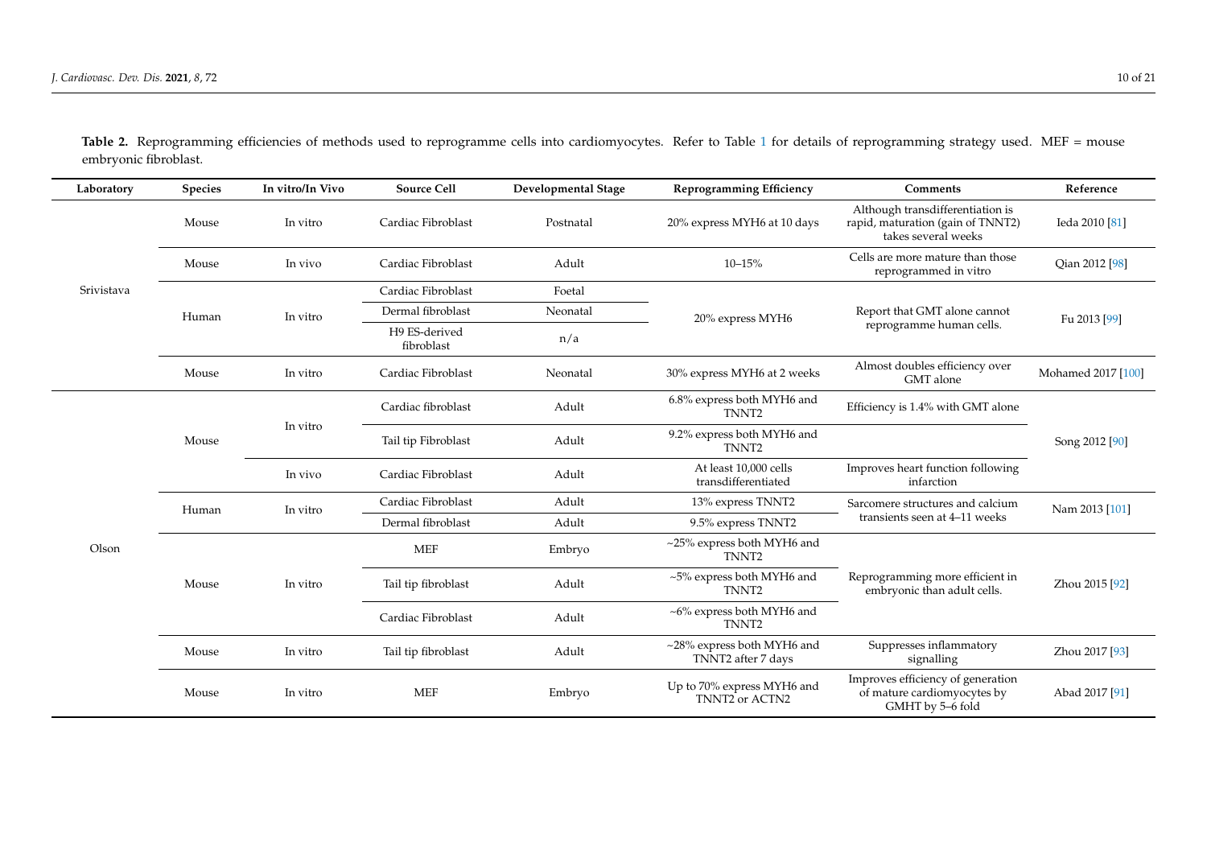**Table 2.** Reprogramming efficiencies of methods used to reprogramme cells into cardiomyocytes. Refer to Table 1 for details of reprogramming strategy used. MEF = mouse embryonic fibroblast.

| Laboratory | Species | In vitro/In Vivo | Source Cell | Developmental Stage | Reprogramming Efficiency | Comments | Reference |
|---|---|---|---|---|---|---|---|
| Srivistava | Mouse | In vitro | Cardiac Fibroblast | Postnatal | 20% express MYH6 at 10 days | Although transdifferentiation is rapid, maturation (gain of TNNT2) takes several weeks | Ieda 2010 [81] |
| | Mouse | In vivo | Cardiac Fibroblast | Adult | 10–15% | Cells are more mature than those reprogrammed in vitro | Qian 2012 [98] |
| | Human | In vitro | Cardiac Fibroblast | Foetal | 20% express MYH6 | Report that GMT alone cannot reprogramme human cells. | Fu 2013 [99] |
| | | | Dermal fibroblast | Neonatal | | | |
| | | | H9 ES-derived fibroblast | n/a | | | |
| | Mouse | In vitro | Cardiac Fibroblast | Neonatal | 30% express MYH6 at 2 weeks | Almost doubles efficiency over GMT alone | Mohamed 2017 [100] |
| Olson | Mouse | In vitro | Cardiac fibroblast | Adult | 6.8% express both MYH6 and TNNT2 | Efficiency is 1.4% with GMT alone | Song 2012 [90] |
| | | | Tail tip Fibroblast | Adult | 9.2% express both MYH6 and TNNT2 | | |
| | | In vivo | Cardiac Fibroblast | Adult | At least 10,000 cells transdifferentiated | Improves heart function following infarction | |
| | Human | In vitro | Cardiac Fibroblast | Adult | 13% express TNNT2 | Sarcomere structures and calcium transients seen at 4–11 weeks | Nam 2013 [101] |
| | | | Dermal fibroblast | Adult | 9.5% express TNNT2 | | |
| | Mouse | In vitro | MEF | Embryo | ~25% express both MYH6 and TNNT2 | Reprogramming more efficient in embryonic than adult cells. | Zhou 2015 [92] |
| | | | Tail tip fibroblast | Adult | ~5% express both MYH6 and TNNT2 | | |
| | | | Cardiac Fibroblast | Adult | ~6% express both MYH6 and TNNT2 | | |
| | Mouse | In vitro | Tail tip fibroblast | Adult | ~28% express both MYH6 and TNNT2 after 7 days | Suppresses inflammatory signalling | Zhou 2017 [93] |
| | Mouse | In vitro | MEF | Embryo | Up to 70% express MYH6 and TNNT2 or ACTN2 | Improves efficiency of generation of mature cardiomyocytes by GMHT by 5–6 fold | Abad 2017 [91] |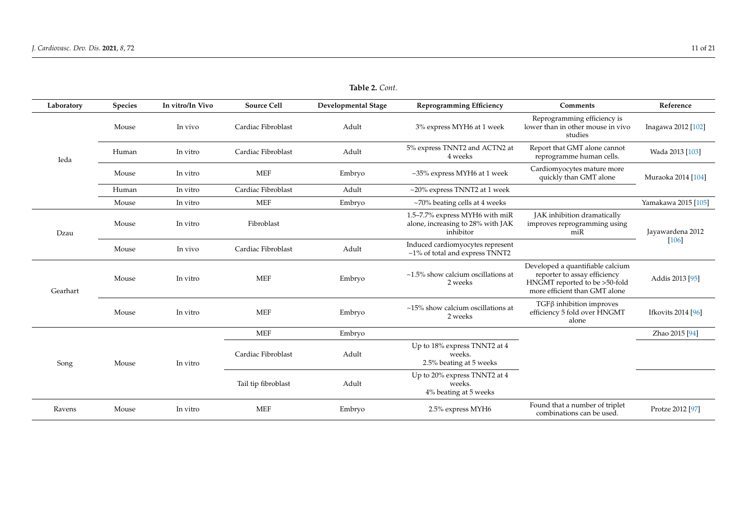**Table 2.** *Cont.*

| Laboratory | Species | In vitro/In Vivo | Source Cell | Developmental Stage | Reprogramming Efficiency | Comments | Reference |
|---|---|---|---|---|---|---|---|
| Ieda | Mouse | In vivo | Cardiac Fibroblast | Adult | 3% express MYH6 at 1 week | Reprogramming efficiency is lower than in other mouse in vivo studies | Inagawa 2012 [102] |
| | Human | In vitro | Cardiac Fibroblast | Adult | 5% express TNNT2 and ACTN2 at 4 weeks | Report that GMT alone cannot reprogramme human cells. | Wada 2013 [103] |
| | Mouse | In vitro | MEF | Embryo | ~35% express MYH6 at 1 week | Cardiomyocytes mature more quickly than GMT alone | Muraoka 2014 [104] |
| | Human | In vitro | Cardiac Fibroblast | Adult | ~20% express TNNT2 at 1 week | | |
| | Mouse | In vitro | MEF | Embryo | ~70% beating cells at 4 weeks | | Yamakawa 2015 [105] |
| Dzau | Mouse | In vitro | Fibroblast | | 1.5–7.7% express MYH6 with miR alone, increasing to 28% with JAK inhibitor | JAK inhibition dramatically improves reprogramming using miR | Jayawardena 2012 [106] |
| | Mouse | In vivo | Cardiac Fibroblast | Adult | Induced cardiomyocytes represent ~1% of total and express TNNT2 | | |
| Gearhart | Mouse | In vitro | MEF | Embryo | ~1.5% show calcium oscillations at 2 weeks | Developed a quantifiable calcium reporter to assay efficiency HNGMT reported to be >50-fold more efficient than GMT alone | Addis 2013 [95] |
| | Mouse | In vitro | MEF | Embryo | ~15% show calcium oscillations at 2 weeks | TGFβ inhibition improves efficiency 5 fold over HNGMT alone | Ifkovits 2014 [96] |
| Song | Mouse | In vitro | MEF | Embryo | | | Zhao 2015 [94] |
| | | | Cardiac Fibroblast | Adult | Up to 18% express TNNT2 at 4 weeks. 2.5% beating at 5 weeks | | |
| | | | Tail tip fibroblast | Adult | Up to 20% express TNNT2 at 4 weeks. 4% beating at 5 weeks | | |
| Ravens | Mouse | In vitro | MEF | Embryo | 2.5% express MYH6 | Found that a number of triplet combinations can be used. | Protze 2012 [97] |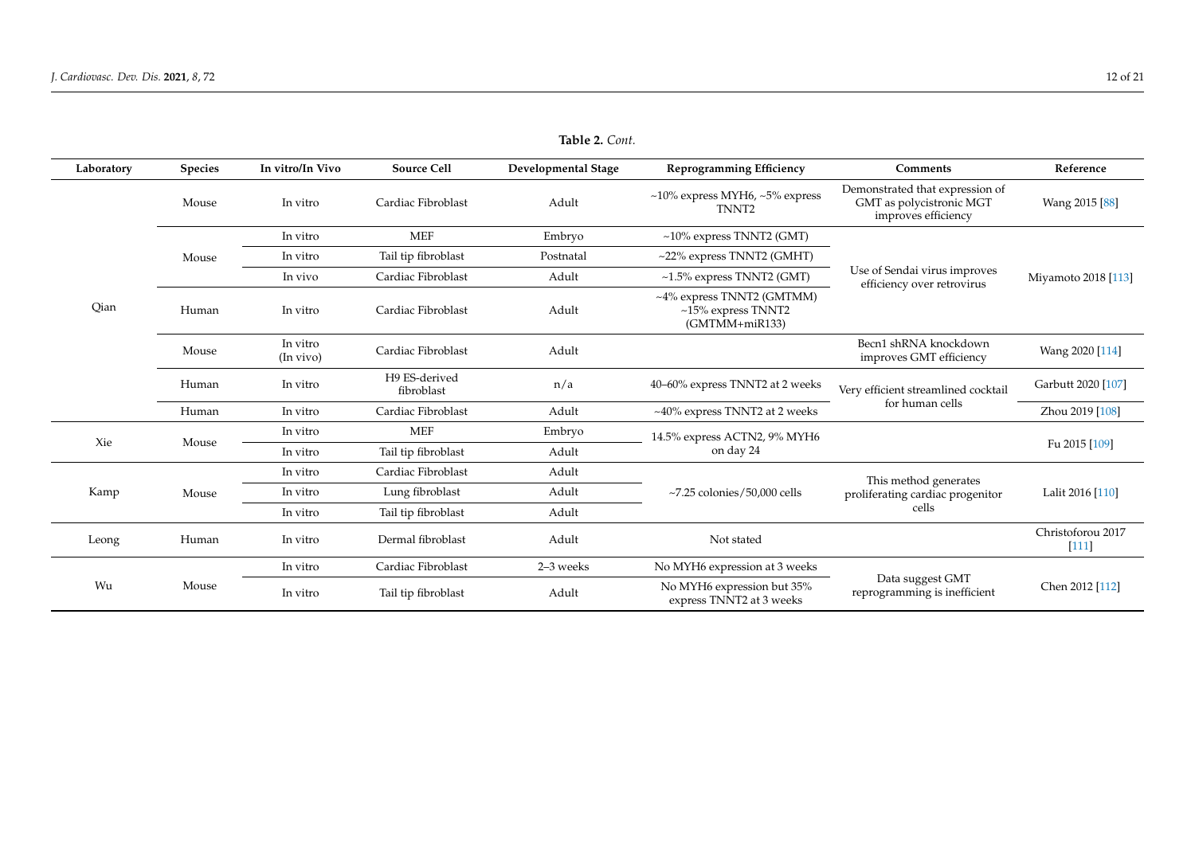**Table 2.** *Cont.*

| Laboratory | Species | In vitro/In Vivo | Source Cell | Developmental Stage | Reprogramming Efficiency | Comments | Reference |
|---|---|---|---|---|---|---|---|
| Qian | Mouse | In vitro | Cardiac Fibroblast | Adult | ~10% express MYH6, ~5% express TNNT2 | Demonstrated that expression of GMT as polycistronic MGT improves efficiency | Wang 2015 [88] |
| | Mouse | In vitro | MEF | Embryo | ~10% express TNNT2 (GMT) | Use of Sendai virus improves efficiency over retrovirus | Miyamoto 2018 [113] |
| | | In vitro | Tail tip fibroblast | Postnatal | ~22% express TNNT2 (GMHT) | | |
| | | In vivo | Cardiac Fibroblast | Adult | ~1.5% express TNNT2 (GMT) | | |
| | Human | In vitro | Cardiac Fibroblast | Adult | ~4% express TNNT2 (GMTMM) ~15% express TNNT2 (GMTMM+miR133) | | |
| | Mouse | In vitro (In vivo) | Cardiac Fibroblast | Adult | | Becn1 shRNA knockdown improves GMT efficiency | Wang 2020 [114] |
| | Human | In vitro | H9 ES-derived fibroblast | n/a | 40–60% express TNNT2 at 2 weeks | Very efficient streamlined cocktail for human cells | Garbutt 2020 [107] |
| | Human | In vitro | Cardiac Fibroblast | Adult | ~40% express TNNT2 at 2 weeks | | Zhou 2019 [108] |
| Xie | Mouse | In vitro | MEF | Embryo | 14.5% express ACTN2, 9% MYH6 on day 24 | | Fu 2015 [109] |
| | | In vitro | Tail tip fibroblast | Adult | | | |
| Kamp | Mouse | In vitro | Cardiac Fibroblast | Adult | ~7.25 colonies/50,000 cells | This method generates proliferating cardiac progenitor cells | Lalit 2016 [110] |
| | | In vitro | Lung fibroblast | Adult | | | |
| | | In vitro | Tail tip fibroblast | Adult | | | |
| Leong | Human | In vitro | Dermal fibroblast | Adult | Not stated | | Christoforou 2017 [111] |
| Wu | Mouse | In vitro | Cardiac Fibroblast | 2–3 weeks | No MYH6 expression at 3 weeks | Data suggest GMT reprogramming is inefficient | Chen 2012 [112] |
| | | In vitro | Tail tip fibroblast | Adult | No MYH6 expression but 35% express TNNT2 at 3 weeks | | |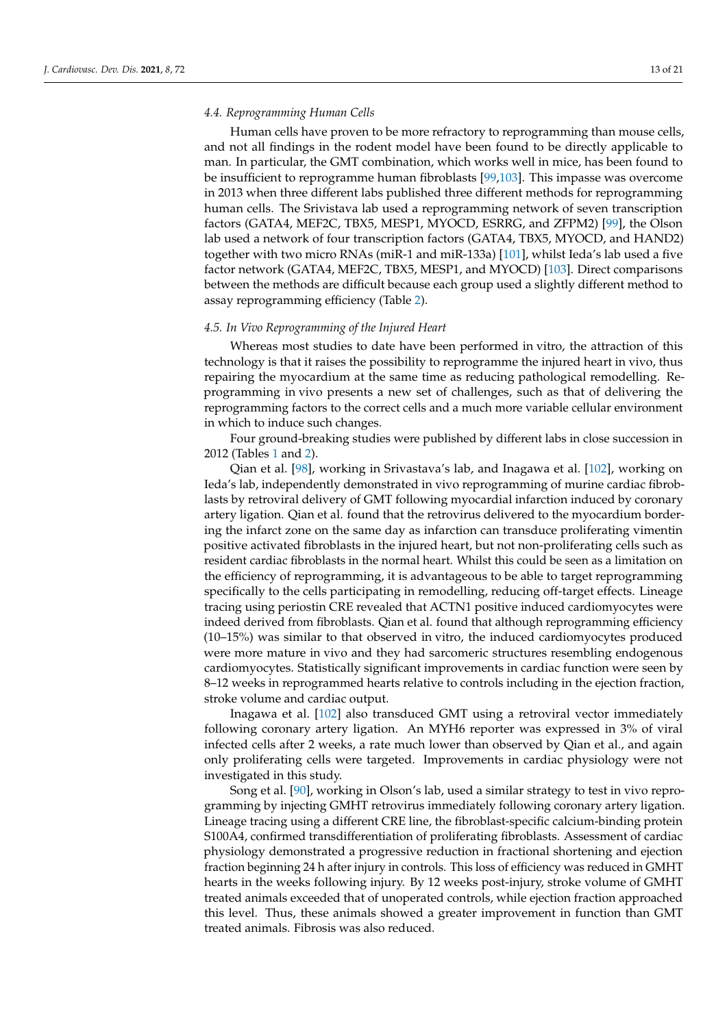### 4.4. Reprogramming Human Cells

Human cells have proven to be more refractory to reprogramming than mouse cells, and not all findings in the rodent model have been found to be directly applicable to man. In particular, the GMT combination, which works well in mice, has been found to be insufficient to reprogramme human fibroblasts [99,103]. This impasse was overcome in 2013 when three different labs published three different methods for reprogramming human cells. The Srivistava lab used a reprogramming network of seven transcription factors (GATA4, MEF2C, TBX5, MESP1, MYOCD, ESRRG, and ZFPM2) [99], the Olson lab used a network of four transcription factors (GATA4, TBX5, MYOCD, and HAND2) together with two micro RNAs (miR-1 and miR-133a) [101], whilst Ieda's lab used a five factor network (GATA4, MEF2C, TBX5, MESP1, and MYOCD) [103]. Direct comparisons between the methods are difficult because each group used a slightly different method to assay reprogramming efficiency (Table 2).

### 4.5. In Vivo Reprogramming of the Injured Heart

Whereas most studies to date have been performed in vitro, the attraction of this technology is that it raises the possibility to reprogramme the injured heart in vivo, thus repairing the myocardium at the same time as reducing pathological remodelling. Reprogramming in vivo presents a new set of challenges, such as that of delivering the reprogramming factors to the correct cells and a much more variable cellular environment in which to induce such changes.

Four ground-breaking studies were published by different labs in close succession in 2012 (Tables 1 and 2).

Qian et al. [98], working in Srivastava's lab, and Inagawa et al. [102], working on Ieda's lab, independently demonstrated in vivo reprogramming of murine cardiac fibroblasts by retroviral delivery of GMT following myocardial infarction induced by coronary artery ligation. Qian et al. found that the retrovirus delivered to the myocardium bordering the infarct zone on the same day as infarction can transduce proliferating vimentin positive activated fibroblasts in the injured heart, but not non-proliferating cells such as resident cardiac fibroblasts in the normal heart. Whilst this could be seen as a limitation on the efficiency of reprogramming, it is advantageous to be able to target reprogramming specifically to the cells participating in remodelling, reducing off-target effects. Lineage tracing using periostin CRE revealed that ACTN1 positive induced cardiomyocytes were indeed derived from fibroblasts. Qian et al. found that although reprogramming efficiency (10–15%) was similar to that observed in vitro, the induced cardiomyocytes produced were more mature in vivo and they had sarcomeric structures resembling endogenous cardiomyocytes. Statistically significant improvements in cardiac function were seen by 8–12 weeks in reprogrammed hearts relative to controls including in the ejection fraction, stroke volume and cardiac output.

Inagawa et al. [102] also transduced GMT using a retroviral vector immediately following coronary artery ligation. An MYH6 reporter was expressed in 3% of viral infected cells after 2 weeks, a rate much lower than observed by Qian et al., and again only proliferating cells were targeted. Improvements in cardiac physiology were not investigated in this study.

Song et al. [90], working in Olson's lab, used a similar strategy to test in vivo reprogramming by injecting GMHT retrovirus immediately following coronary artery ligation. Lineage tracing using a different CRE line, the fibroblast-specific calcium-binding protein S100A4, confirmed transdifferentiation of proliferating fibroblasts. Assessment of cardiac physiology demonstrated a progressive reduction in fractional shortening and ejection fraction beginning 24 h after injury in controls. This loss of efficiency was reduced in GMHT hearts in the weeks following injury. By 12 weeks post-injury, stroke volume of GMHT treated animals exceeded that of unoperated controls, while ejection fraction approached this level. Thus, these animals showed a greater improvement in function than GMT treated animals. Fibrosis was also reduced.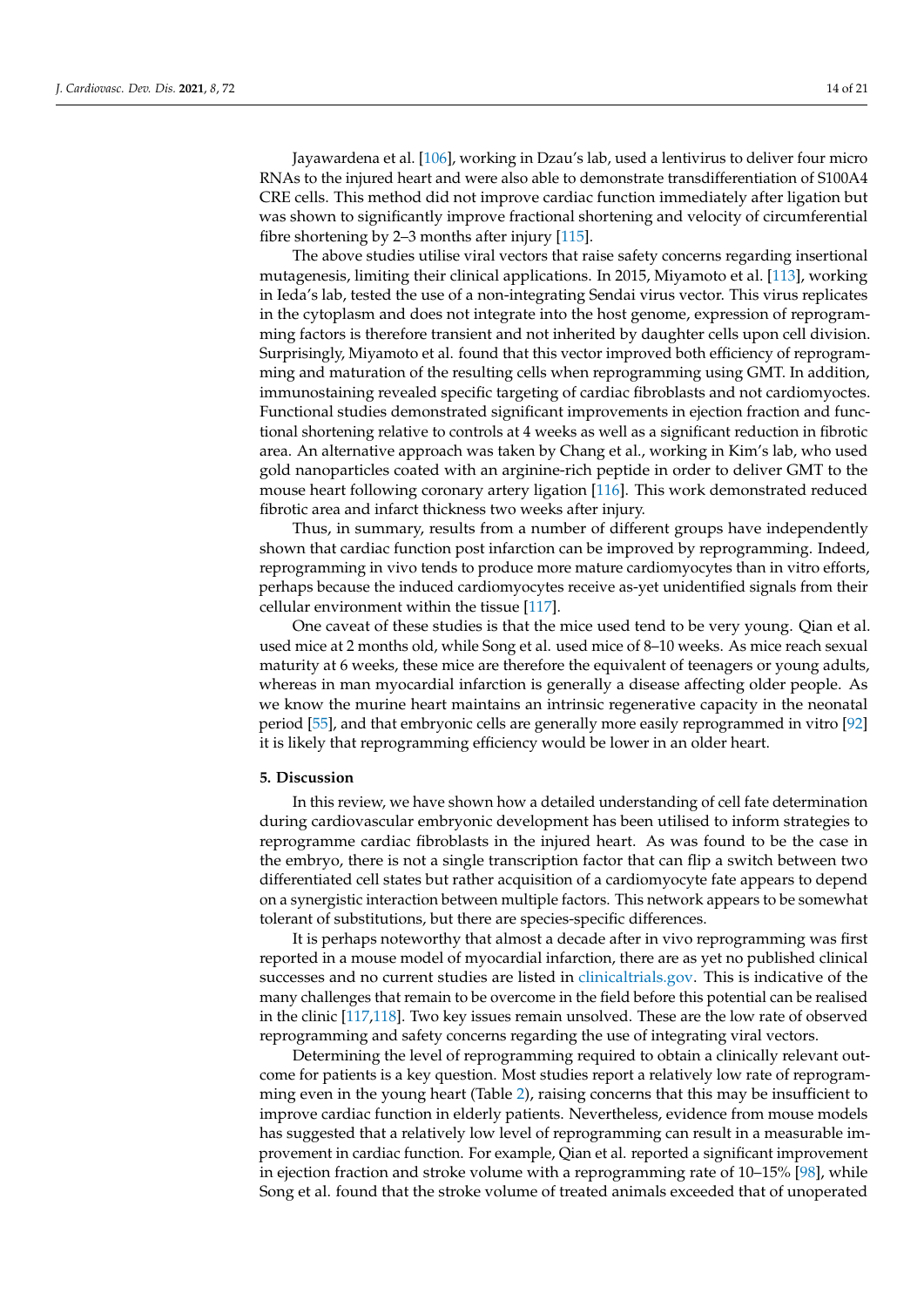Jayawardena et al. [106], working in Dzau's lab, used a lentivirus to deliver four micro RNAs to the injured heart and were also able to demonstrate transdifferentiation of S100A4 CRE cells. This method did not improve cardiac function immediately after ligation but was shown to significantly improve fractional shortening and velocity of circumferential fibre shortening by 2–3 months after injury [115].

The above studies utilise viral vectors that raise safety concerns regarding insertional mutagenesis, limiting their clinical applications. In 2015, Miyamoto et al. [113], working in Ieda's lab, tested the use of a non-integrating Sendai virus vector. This virus replicates in the cytoplasm and does not integrate into the host genome, expression of reprogramming factors is therefore transient and not inherited by daughter cells upon cell division. Surprisingly, Miyamoto et al. found that this vector improved both efficiency of reprogramming and maturation of the resulting cells when reprogramming using GMT. In addition, immunostaining revealed specific targeting of cardiac fibroblasts and not cardiomyoctes. Functional studies demonstrated significant improvements in ejection fraction and functional shortening relative to controls at 4 weeks as well as a significant reduction in fibrotic area. An alternative approach was taken by Chang et al., working in Kim's lab, who used gold nanoparticles coated with an arginine-rich peptide in order to deliver GMT to the mouse heart following coronary artery ligation [116]. This work demonstrated reduced fibrotic area and infarct thickness two weeks after injury.

Thus, in summary, results from a number of different groups have independently shown that cardiac function post infarction can be improved by reprogramming. Indeed, reprogramming in vivo tends to produce more mature cardiomyocytes than in vitro efforts, perhaps because the induced cardiomyocytes receive as-yet unidentified signals from their cellular environment within the tissue [117].

One caveat of these studies is that the mice used tend to be very young. Qian et al. used mice at 2 months old, while Song et al. used mice of 8–10 weeks. As mice reach sexual maturity at 6 weeks, these mice are therefore the equivalent of teenagers or young adults, whereas in man myocardial infarction is generally a disease affecting older people. As we know the murine heart maintains an intrinsic regenerative capacity in the neonatal period [55], and that embryonic cells are generally more easily reprogrammed in vitro [92] it is likely that reprogramming efficiency would be lower in an older heart.

## 5. Discussion

In this review, we have shown how a detailed understanding of cell fate determination during cardiovascular embryonic development has been utilised to inform strategies to reprogramme cardiac fibroblasts in the injured heart. As was found to be the case in the embryo, there is not a single transcription factor that can flip a switch between two differentiated cell states but rather acquisition of a cardiomyocyte fate appears to depend on a synergistic interaction between multiple factors. This network appears to be somewhat tolerant of substitutions, but there are species-specific differences.

It is perhaps noteworthy that almost a decade after in vivo reprogramming was first reported in a mouse model of myocardial infarction, there are as yet no published clinical successes and no current studies are listed in clinicaltrials.gov. This is indicative of the many challenges that remain to be overcome in the field before this potential can be realised in the clinic [117,118]. Two key issues remain unsolved. These are the low rate of observed reprogramming and safety concerns regarding the use of integrating viral vectors.

Determining the level of reprogramming required to obtain a clinically relevant outcome for patients is a key question. Most studies report a relatively low rate of reprogramming even in the young heart (Table 2), raising concerns that this may be insufficient to improve cardiac function in elderly patients. Nevertheless, evidence from mouse models has suggested that a relatively low level of reprogramming can result in a measurable improvement in cardiac function. For example, Qian et al. reported a significant improvement in ejection fraction and stroke volume with a reprogramming rate of 10–15% [98], while Song et al. found that the stroke volume of treated animals exceeded that of unoperated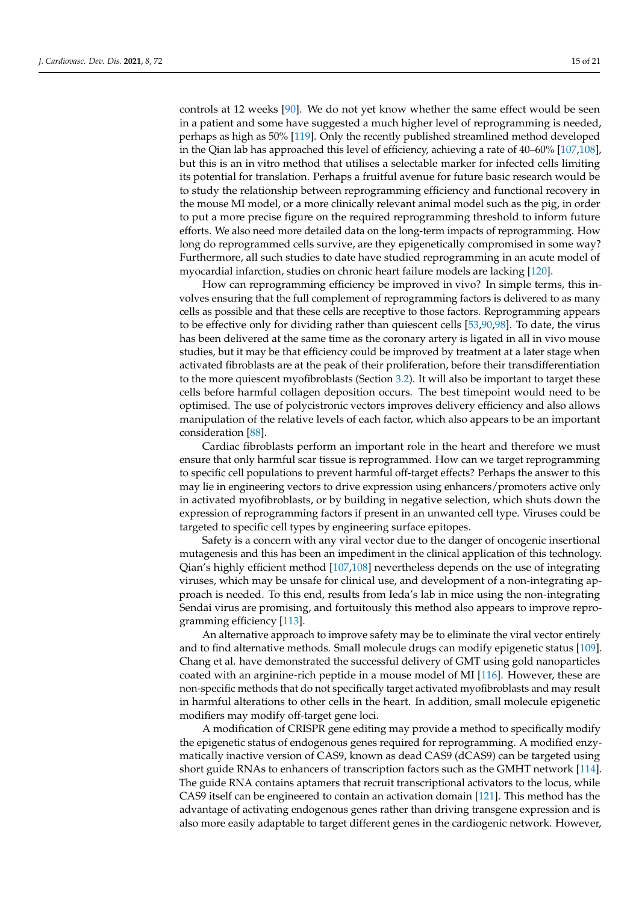controls at 12 weeks [90]. We do not yet know whether the same effect would be seen in a patient and some have suggested a much higher level of reprogramming is needed, perhaps as high as 50% [119]. Only the recently published streamlined method developed in the Qian lab has approached this level of efficiency, achieving a rate of 40–60% [107,108], but this is an in vitro method that utilises a selectable marker for infected cells limiting its potential for translation. Perhaps a fruitful avenue for future basic research would be to study the relationship between reprogramming efficiency and functional recovery in the mouse MI model, or a more clinically relevant animal model such as the pig, in order to put a more precise figure on the required reprogramming threshold to inform future efforts. We also need more detailed data on the long-term impacts of reprogramming. How long do reprogrammed cells survive, are they epigenetically compromised in some way? Furthermore, all such studies to date have studied reprogramming in an acute model of myocardial infarction, studies on chronic heart failure models are lacking [120].

How can reprogramming efficiency be improved in vivo? In simple terms, this involves ensuring that the full complement of reprogramming factors is delivered to as many cells as possible and that these cells are receptive to those factors. Reprogramming appears to be effective only for dividing rather than quiescent cells [53,90,98]. To date, the virus has been delivered at the same time as the coronary artery is ligated in all in vivo mouse studies, but it may be that efficiency could be improved by treatment at a later stage when activated fibroblasts are at the peak of their proliferation, before their transdifferentiation to the more quiescent myofibroblasts (Section 3.2). It will also be important to target these cells before harmful collagen deposition occurs. The best timepoint would need to be optimised. The use of polycistronic vectors improves delivery efficiency and also allows manipulation of the relative levels of each factor, which also appears to be an important consideration [88].

Cardiac fibroblasts perform an important role in the heart and therefore we must ensure that only harmful scar tissue is reprogrammed. How can we target reprogramming to specific cell populations to prevent harmful off-target effects? Perhaps the answer to this may lie in engineering vectors to drive expression using enhancers/promoters active only in activated myofibroblasts, or by building in negative selection, which shuts down the expression of reprogramming factors if present in an unwanted cell type. Viruses could be targeted to specific cell types by engineering surface epitopes.

Safety is a concern with any viral vector due to the danger of oncogenic insertional mutagenesis and this has been an impediment in the clinical application of this technology. Qian's highly efficient method [107,108] nevertheless depends on the use of integrating viruses, which may be unsafe for clinical use, and development of a non-integrating approach is needed. To this end, results from Ieda's lab in mice using the non-integrating Sendai virus are promising, and fortuitously this method also appears to improve reprogramming efficiency [113].

An alternative approach to improve safety may be to eliminate the viral vector entirely and to find alternative methods. Small molecule drugs can modify epigenetic status [109]. Chang et al. have demonstrated the successful delivery of GMT using gold nanoparticles coated with an arginine-rich peptide in a mouse model of MI [116]. However, these are non-specific methods that do not specifically target activated myofibroblasts and may result in harmful alterations to other cells in the heart. In addition, small molecule epigenetic modifiers may modify off-target gene loci.

A modification of CRISPR gene editing may provide a method to specifically modify the epigenetic status of endogenous genes required for reprogramming. A modified enzymatically inactive version of CAS9, known as dead CAS9 (dCAS9) can be targeted using short guide RNAs to enhancers of transcription factors such as the GMHT network [114]. The guide RNA contains aptamers that recruit transcriptional activators to the locus, while CAS9 itself can be engineered to contain an activation domain [121]. This method has the advantage of activating endogenous genes rather than driving transgene expression and is also more easily adaptable to target different genes in the cardiogenic network. However,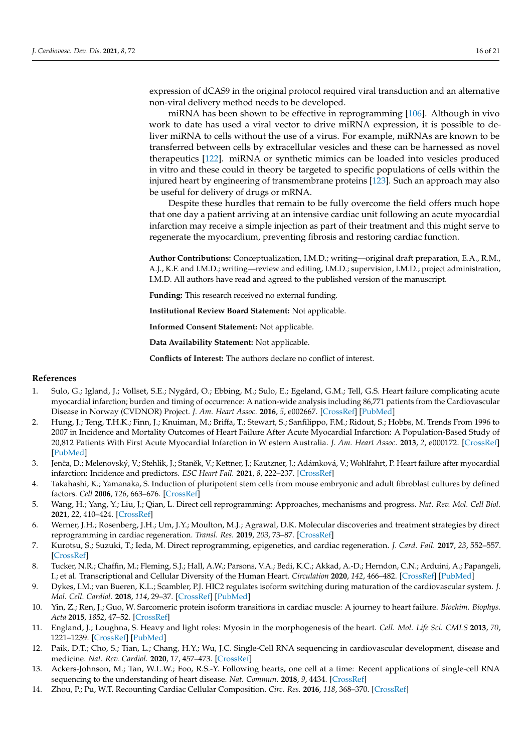expression of dCAS9 in the original protocol required viral transduction and an alternative non-viral delivery method needs to be developed.

miRNA has been shown to be effective in reprogramming [106]. Although in vivo work to date has used a viral vector to drive miRNA expression, it is possible to deliver miRNA to cells without the use of a virus. For example, miRNAs are known to be transferred between cells by extracellular vesicles and these can be harnessed as novel therapeutics [122]. miRNA or synthetic mimics can be loaded into vesicles produced in vitro and these could in theory be targeted to specific populations of cells within the injured heart by engineering of transmembrane proteins [123]. Such an approach may also be useful for delivery of drugs or mRNA.

Despite these hurdles that remain to be fully overcome the field offers much hope that one day a patient arriving at an intensive cardiac unit following an acute myocardial infarction may receive a simple injection as part of their treatment and this might serve to regenerate the myocardium, preventing fibrosis and restoring cardiac function.

**Author Contributions:** Conceptualization, I.M.D.; writing—original draft preparation, E.A., R.M., A.J., K.F. and I.M.D.; writing—review and editing, I.M.D.; supervision, I.M.D.; project administration, I.M.D. All authors have read and agreed to the published version of the manuscript.

**Funding:** This research received no external funding.

**Institutional Review Board Statement:** Not applicable.

**Informed Consent Statement:** Not applicable.

**Data Availability Statement:** Not applicable.

**Conflicts of Interest:** The authors declare no conflict of interest.

## References

1. Sulo, G.; Igland, J.; Vollset, S.E.; Nygård, O.; Ebbing, M.; Sulo, E.; Egeland, G.M.; Tell, G.S. Heart failure complicating acute myocardial infarction; burden and timing of occurrence: A nation-wide analysis including 86,771 patients from the Cardiovascular Disease in Norway (CVDNOR) Project. *J. Am. Heart Assoc.* **2016**, *5*, e002667. [CrossRef] [PubMed]
2. Hung, J.; Teng, T.H.K.; Finn, J.; Knuiman, M.; Briffa, T.; Stewart, S.; Sanfilippo, F.M.; Ridout, S.; Hobbs, M. Trends From 1996 to 2007 in Incidence and Mortality Outcomes of Heart Failure After Acute Myocardial Infarction: A Population-Based Study of 20,812 Patients With First Acute Myocardial Infarction in W estern Australia. *J. Am. Heart Assoc.* **2013**, *2*, e000172. [CrossRef] [PubMed]
3. Jenča, D.; Melenovský, V.; Stehlik, J.; Staněk, V.; Kettner, J.; Kautzner, J.; Adámková, V.; Wohlfahrt, P. Heart failure after myocardial infarction: Incidence and predictors. *ESC Heart Fail.* **2021**, *8*, 222–237. [CrossRef]
4. Takahashi, K.; Yamanaka, S. Induction of pluripotent stem cells from mouse embryonic and adult fibroblast cultures by defined factors. *Cell* **2006**, *126*, 663–676. [CrossRef]
5. Wang, H.; Yang, Y.; Liu, J.; Qian, L. Direct cell reprogramming: Approaches, mechanisms and progress. *Nat. Rev. Mol. Cell Biol.* **2021**, *22*, 410–424. [CrossRef]
6. Werner, J.H.; Rosenberg, J.H.; Um, J.Y.; Moulton, M.J.; Agrawal, D.K. Molecular discoveries and treatment strategies by direct reprogramming in cardiac regeneration. *Transl. Res.* **2019**, *203*, 73–87. [CrossRef]
7. Kurotsu, S.; Suzuki, T.; Ieda, M. Direct reprogramming, epigenetics, and cardiac regeneration. *J. Card. Fail.* **2017**, *23*, 552–557. [CrossRef]
8. Tucker, N.R.; Chaffin, M.; Fleming, S.J.; Hall, A.W.; Parsons, V.A.; Bedi, K.C.; Akkad, A.-D.; Herndon, C.N.; Arduini, A.; Papangeli, I.; et al. Transcriptional and Cellular Diversity of the Human Heart. *Circulation* **2020**, *142*, 466–482. [CrossRef] [PubMed]
9. Dykes, I.M.; van Bueren, K.L.; Scambler, P.J. HIC2 regulates isoform switching during maturation of the cardiovascular system. *J. Mol. Cell. Cardiol.* **2018**, *114*, 29–37. [CrossRef] [PubMed]
10. Yin, Z.; Ren, J.; Guo, W. Sarcomeric protein isoform transitions in cardiac muscle: A journey to heart failure. *Biochim. Biophys. Acta* **2015**, *1852*, 47–52. [CrossRef]
11. England, J.; Loughna, S. Heavy and light roles: Myosin in the morphogenesis of the heart. *Cell. Mol. Life Sci. CMLS* **2013**, *70*, 1221–1239. [CrossRef] [PubMed]
12. Paik, D.T.; Cho, S.; Tian, L.; Chang, H.Y.; Wu, J.C. Single-Cell RNA sequencing in cardiovascular development, disease and medicine. *Nat. Rev. Cardiol.* **2020**, *17*, 457–473. [CrossRef]
13. Ackers-Johnson, M.; Tan, W.L.W.; Foo, R.S.-Y. Following hearts, one cell at a time: Recent applications of single-cell RNA sequencing to the understanding of heart disease. *Nat. Commun.* **2018**, *9*, 4434. [CrossRef]
14. Zhou, P.; Pu, W.T. Recounting Cardiac Cellular Composition. *Circ. Res.* **2016**, *118*, 368–370. [CrossRef]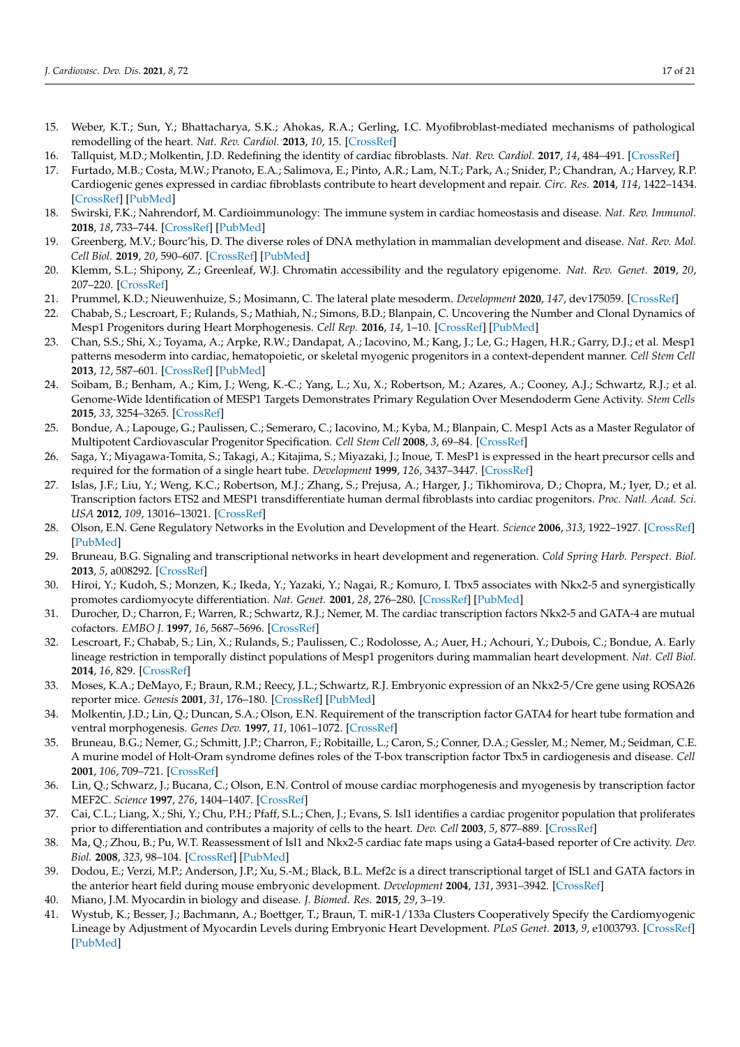15. Weber, K.T.; Sun, Y.; Bhattacharya, S.K.; Ahokas, R.A.; Gerling, I.C. Myofibroblast-mediated mechanisms of pathological remodelling of the heart. *Nat. Rev. Cardiol.* **2013**, *10*, 15. [CrossRef]
16. Tallquist, M.D.; Molkentin, J.D. Redefining the identity of cardiac fibroblasts. *Nat. Rev. Cardiol.* **2017**, *14*, 484–491. [CrossRef]
17. Furtado, M.B.; Costa, M.W.; Pranoto, E.A.; Salimova, E.; Pinto, A.R.; Lam, N.T.; Park, A.; Snider, P.; Chandran, A.; Harvey, R.P. Cardiogenic genes expressed in cardiac fibroblasts contribute to heart development and repair. *Circ. Res.* **2014**, *114*, 1422–1434. [CrossRef] [PubMed]
18. Swirski, F.K.; Nahrendorf, M. Cardioimmunology: The immune system in cardiac homeostasis and disease. *Nat. Rev. Immunol.* **2018**, *18*, 733–744. [CrossRef] [PubMed]
19. Greenberg, M.V.; Bourc'his, D. The diverse roles of DNA methylation in mammalian development and disease. *Nat. Rev. Mol. Cell Biol.* **2019**, *20*, 590–607. [CrossRef] [PubMed]
20. Klemm, S.L.; Shipony, Z.; Greenleaf, W.J. Chromatin accessibility and the regulatory epigenome. *Nat. Rev. Genet.* **2019**, *20*, 207–220. [CrossRef]
21. Prummel, K.D.; Nieuwenhuize, S.; Mosimann, C. The lateral plate mesoderm. *Development* **2020**, *147*, dev175059. [CrossRef]
22. Chabab, S.; Lescroart, F.; Rulands, S.; Mathiah, N.; Simons, B.D.; Blanpain, C. Uncovering the Number and Clonal Dynamics of Mesp1 Progenitors during Heart Morphogenesis. *Cell Rep.* **2016**, *14*, 1–10. [CrossRef] [PubMed]
23. Chan, S.S.; Shi, X.; Toyama, A.; Arpke, R.W.; Dandapat, A.; Iacovino, M.; Kang, J.; Le, G.; Hagen, H.R.; Garry, D.J.; et al. Mesp1 patterns mesoderm into cardiac, hematopoietic, or skeletal myogenic progenitors in a context-dependent manner. *Cell Stem Cell* **2013**, *12*, 587–601. [CrossRef] [PubMed]
24. Soibam, B.; Benham, A.; Kim, J.; Weng, K.-C.; Yang, L.; Xu, X.; Robertson, M.; Azares, A.; Cooney, A.J.; Schwartz, R.J.; et al. Genome-Wide Identification of MESP1 Targets Demonstrates Primary Regulation Over Mesendoderm Gene Activity. *Stem Cells* **2015**, *33*, 3254–3265. [CrossRef]
25. Bondue, A.; Lapouge, G.; Paulissen, C.; Semeraro, C.; Iacovino, M.; Kyba, M.; Blanpain, C. Mesp1 Acts as a Master Regulator of Multipotent Cardiovascular Progenitor Specification. *Cell Stem Cell* **2008**, *3*, 69–84. [CrossRef]
26. Saga, Y.; Miyagawa-Tomita, S.; Takagi, A.; Kitajima, S.; Miyazaki, J.; Inoue, T. MesP1 is expressed in the heart precursor cells and required for the formation of a single heart tube. *Development* **1999**, *126*, 3437–3447. [CrossRef]
27. Islas, J.F.; Liu, Y.; Weng, K.C.; Robertson, M.J.; Zhang, S.; Prejusa, A.; Harger, J.; Tikhomirova, D.; Chopra, M.; Iyer, D.; et al. Transcription factors ETS2 and MESP1 transdifferentiate human dermal fibroblasts into cardiac progenitors. *Proc. Natl. Acad. Sci. USA* **2012**, *109*, 13016–13021. [CrossRef]
28. Olson, E.N. Gene Regulatory Networks in the Evolution and Development of the Heart. *Science* **2006**, *313*, 1922–1927. [CrossRef] [PubMed]
29. Bruneau, B.G. Signaling and transcriptional networks in heart development and regeneration. *Cold Spring Harb. Perspect. Biol.* **2013**, *5*, a008292. [CrossRef]
30. Hiroi, Y.; Kudoh, S.; Monzen, K.; Ikeda, Y.; Yazaki, Y.; Nagai, R.; Komuro, I. Tbx5 associates with Nkx2-5 and synergistically promotes cardiomyocyte differentiation. *Nat. Genet.* **2001**, *28*, 276–280. [CrossRef] [PubMed]
31. Durocher, D.; Charron, F.; Warren, R.; Schwartz, R.J.; Nemer, M. The cardiac transcription factors Nkx2-5 and GATA-4 are mutual cofactors. *EMBO J.* **1997**, *16*, 5687–5696. [CrossRef]
32. Lescroart, F.; Chabab, S.; Lin, X.; Rulands, S.; Paulissen, C.; Rodolosse, A.; Auer, H.; Achouri, Y.; Dubois, C.; Bondue, A. Early lineage restriction in temporally distinct populations of Mesp1 progenitors during mammalian heart development. *Nat. Cell Biol.* **2014**, *16*, 829. [CrossRef]
33. Moses, K.A.; DeMayo, F.; Braun, R.M.; Reecy, J.L.; Schwartz, R.J. Embryonic expression of an Nkx2-5/Cre gene using ROSA26 reporter mice. *Genesis* **2001**, *31*, 176–180. [CrossRef] [PubMed]
34. Molkentin, J.D.; Lin, Q.; Duncan, S.A.; Olson, E.N. Requirement of the transcription factor GATA4 for heart tube formation and ventral morphogenesis. *Genes Dev.* **1997**, *11*, 1061–1072. [CrossRef]
35. Bruneau, B.G.; Nemer, G.; Schmitt, J.P.; Charron, F.; Robitaille, L.; Caron, S.; Conner, D.A.; Gessler, M.; Nemer, M.; Seidman, C.E. A murine model of Holt-Oram syndrome defines roles of the T-box transcription factor Tbx5 in cardiogenesis and disease. *Cell* **2001**, *106*, 709–721. [CrossRef]
36. Lin, Q.; Schwarz, J.; Bucana, C.; Olson, E.N. Control of mouse cardiac morphogenesis and myogenesis by transcription factor MEF2C. *Science* **1997**, *276*, 1404–1407. [CrossRef]
37. Cai, C.L.; Liang, X.; Shi, Y.; Chu, P.H.; Pfaff, S.L.; Chen, J.; Evans, S. Isl1 identifies a cardiac progenitor population that proliferates prior to differentiation and contributes a majority of cells to the heart. *Dev. Cell* **2003**, *5*, 877–889. [CrossRef]
38. Ma, Q.; Zhou, B.; Pu, W.T. Reassessment of Isl1 and Nkx2-5 cardiac fate maps using a Gata4-based reporter of Cre activity. *Dev. Biol.* **2008**, *323*, 98–104. [CrossRef] [PubMed]
39. Dodou, E.; Verzi, M.P.; Anderson, J.P.; Xu, S.-M.; Black, B.L. Mef2c is a direct transcriptional target of ISL1 and GATA factors in the anterior heart field during mouse embryonic development. *Development* **2004**, *131*, 3931–3942. [CrossRef]
40. Miano, J.M. Myocardin in biology and disease. *J. Biomed. Res.* **2015**, *29*, 3–19.
41. Wystub, K.; Besser, J.; Bachmann, A.; Boettger, T.; Braun, T. miR-1/133a Clusters Cooperatively Specify the Cardiomyogenic Lineage by Adjustment of Myocardin Levels during Embryonic Heart Development. *PLoS Genet.* **2013**, *9*, e1003793. [CrossRef] [PubMed]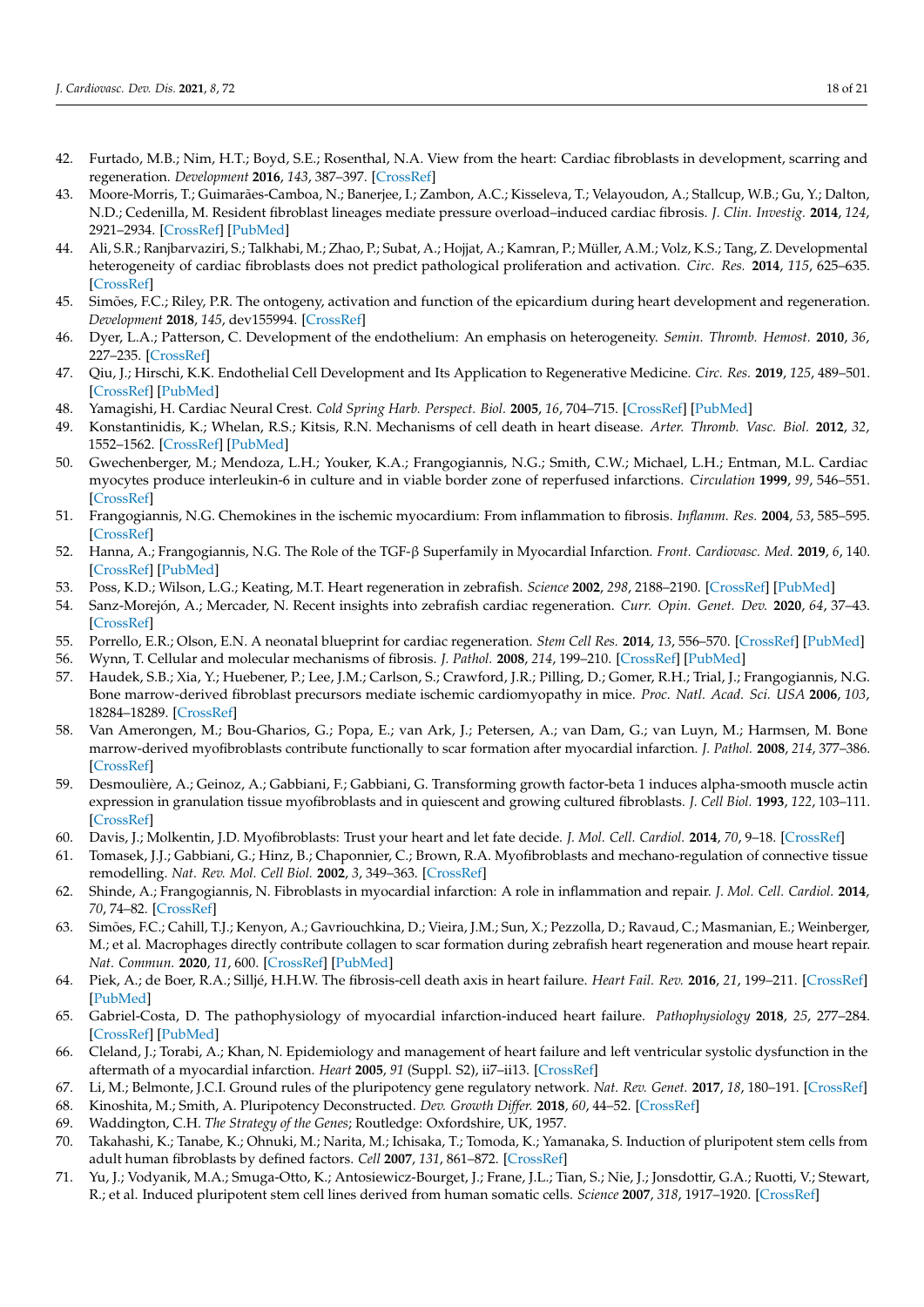42. Furtado, M.B.; Nim, H.T.; Boyd, S.E.; Rosenthal, N.A. View from the heart: Cardiac fibroblasts in development, scarring and regeneration. *Development* **2016**, *143*, 387–397. [CrossRef]
43. Moore-Morris, T.; Guimarães-Camboa, N.; Banerjee, I.; Zambon, A.C.; Kisseleva, T.; Velayoudon, A.; Stallcup, W.B.; Gu, Y.; Dalton, N.D.; Cedenilla, M. Resident fibroblast lineages mediate pressure overload–induced cardiac fibrosis. *J. Clin. Investig.* **2014**, *124*, 2921–2934. [CrossRef] [PubMed]
44. Ali, S.R.; Ranjbarvaziri, S.; Talkhabi, M.; Zhao, P.; Subat, A.; Hojjat, A.; Kamran, P.; Müller, A.M.; Volz, K.S.; Tang, Z. Developmental heterogeneity of cardiac fibroblasts does not predict pathological proliferation and activation. *Circ. Res.* **2014**, *115*, 625–635. [CrossRef]
45. Simões, F.C.; Riley, P.R. The ontogeny, activation and function of the epicardium during heart development and regeneration. *Development* **2018**, *145*, dev155994. [CrossRef]
46. Dyer, L.A.; Patterson, C. Development of the endothelium: An emphasis on heterogeneity. *Semin. Thromb. Hemost.* **2010**, *36*, 227–235. [CrossRef]
47. Qiu, J.; Hirschi, K.K. Endothelial Cell Development and Its Application to Regenerative Medicine. *Circ. Res.* **2019**, *125*, 489–501. [CrossRef] [PubMed]
48. Yamagishi, H. Cardiac Neural Crest. *Cold Spring Harb. Perspect. Biol.* **2005**, *16*, 704–715. [CrossRef] [PubMed]
49. Konstantinidis, K.; Whelan, R.S.; Kitsis, R.N. Mechanisms of cell death in heart disease. *Arter. Thromb. Vasc. Biol.* **2012**, *32*, 1552–1562. [CrossRef] [PubMed]
50. Gwechenberger, M.; Mendoza, L.H.; Youker, K.A.; Frangogiannis, N.G.; Smith, C.W.; Michael, L.H.; Entman, M.L. Cardiac myocytes produce interleukin-6 in culture and in viable border zone of reperfused infarctions. *Circulation* **1999**, *99*, 546–551. [CrossRef]
51. Frangogiannis, N.G. Chemokines in the ischemic myocardium: From inflammation to fibrosis. *Inflamm. Res.* **2004**, *53*, 585–595. [CrossRef]
52. Hanna, A.; Frangogiannis, N.G. The Role of the TGF-β Superfamily in Myocardial Infarction. *Front. Cardiovasc. Med.* **2019**, *6*, 140. [CrossRef] [PubMed]
53. Poss, K.D.; Wilson, L.G.; Keating, M.T. Heart regeneration in zebrafish. *Science* **2002**, *298*, 2188–2190. [CrossRef] [PubMed]
54. Sanz-Morejón, A.; Mercader, N. Recent insights into zebrafish cardiac regeneration. *Curr. Opin. Genet. Dev.* **2020**, *64*, 37–43. [CrossRef]
55. Porrello, E.R.; Olson, E.N. A neonatal blueprint for cardiac regeneration. *Stem Cell Res.* **2014**, *13*, 556–570. [CrossRef] [PubMed]
56. Wynn, T. Cellular and molecular mechanisms of fibrosis. *J. Pathol.* **2008**, *214*, 199–210. [CrossRef] [PubMed]
57. Haudek, S.B.; Xia, Y.; Huebener, P.; Lee, J.M.; Carlson, S.; Crawford, J.R.; Pilling, D.; Gomer, R.H.; Trial, J.; Frangogiannis, N.G. Bone marrow-derived fibroblast precursors mediate ischemic cardiomyopathy in mice. *Proc. Natl. Acad. Sci. USA* **2006**, *103*, 18284–18289. [CrossRef]
58. Van Amerongen, M.; Bou-Gharios, G.; Popa, E.; van Ark, J.; Petersen, A.; van Dam, G.; van Luyn, M.; Harmsen, M. Bone marrow-derived myofibroblasts contribute functionally to scar formation after myocardial infarction. *J. Pathol.* **2008**, *214*, 377–386. [CrossRef]
59. Desmoulière, A.; Geinoz, A.; Gabbiani, F.; Gabbiani, G. Transforming growth factor-beta 1 induces alpha-smooth muscle actin expression in granulation tissue myofibroblasts and in quiescent and growing cultured fibroblasts. *J. Cell Biol.* **1993**, *122*, 103–111. [CrossRef]
60. Davis, J.; Molkentin, J.D. Myofibroblasts: Trust your heart and let fate decide. *J. Mol. Cell. Cardiol.* **2014**, *70*, 9–18. [CrossRef]
61. Tomasek, J.J.; Gabbiani, G.; Hinz, B.; Chaponnier, C.; Brown, R.A. Myofibroblasts and mechano-regulation of connective tissue remodelling. *Nat. Rev. Mol. Cell Biol.* **2002**, *3*, 349–363. [CrossRef]
62. Shinde, A.; Frangogiannis, N. Fibroblasts in myocardial infarction: A role in inflammation and repair. *J. Mol. Cell. Cardiol.* **2014**, *70*, 74–82. [CrossRef]
63. Simões, F.C.; Cahill, T.J.; Kenyon, A.; Gavriouchkina, D.; Vieira, J.M.; Sun, X.; Pezzolla, D.; Ravaud, C.; Masmanian, E.; Weinberger, M.; et al. Macrophages directly contribute collagen to scar formation during zebrafish heart regeneration and mouse heart repair. *Nat. Commun.* **2020**, *11*, 600. [CrossRef] [PubMed]
64. Piek, A.; de Boer, R.A.; Silljé, H.H.W. The fibrosis-cell death axis in heart failure. *Heart Fail. Rev.* **2016**, *21*, 199–211. [CrossRef] [PubMed]
65. Gabriel-Costa, D. The pathophysiology of myocardial infarction-induced heart failure. *Pathophysiology* **2018**, *25*, 277–284. [CrossRef] [PubMed]
66. Cleland, J.; Torabi, A.; Khan, N. Epidemiology and management of heart failure and left ventricular systolic dysfunction in the aftermath of a myocardial infarction. *Heart* **2005**, *91* (Suppl. S2), ii7–ii13. [CrossRef]
67. Li, M.; Belmonte, J.C.I. Ground rules of the pluripotency gene regulatory network. *Nat. Rev. Genet.* **2017**, *18*, 180–191. [CrossRef]
68. Kinoshita, M.; Smith, A. Pluripotency Deconstructed. *Dev. Growth Differ.* **2018**, *60*, 44–52. [CrossRef]
69. Waddington, C.H. *The Strategy of the Genes*; Routledge: Oxfordshire, UK, 1957.
70. Takahashi, K.; Tanabe, K.; Ohnuki, M.; Narita, M.; Ichisaka, T.; Tomoda, K.; Yamanaka, S. Induction of pluripotent stem cells from adult human fibroblasts by defined factors. *Cell* **2007**, *131*, 861–872. [CrossRef]
71. Yu, J.; Vodyanik, M.A.; Smuga-Otto, K.; Antosiewicz-Bourget, J.; Frane, J.L.; Tian, S.; Nie, J.; Jonsdottir, G.A.; Ruotti, V.; Stewart, R.; et al. Induced pluripotent stem cell lines derived from human somatic cells. *Science* **2007**, *318*, 1917–1920. [CrossRef]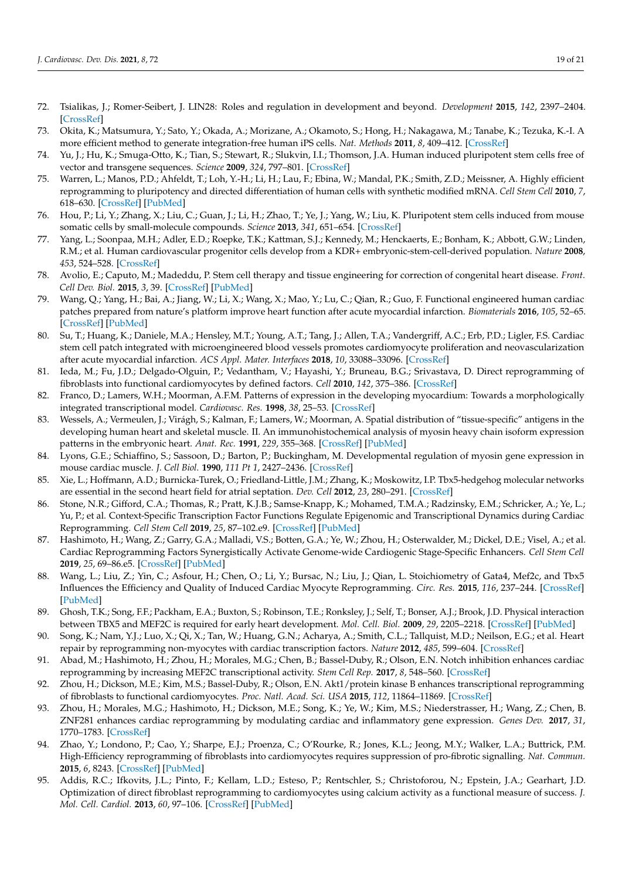72. Tsialikas, J.; Romer-Seibert, J. LIN28: Roles and regulation in development and beyond. *Development* **2015**, *142*, 2397–2404. [CrossRef]
73. Okita, K.; Matsumura, Y.; Sato, Y.; Okada, A.; Morizane, A.; Okamoto, S.; Hong, H.; Nakagawa, M.; Tanabe, K.; Tezuka, K.-I. A more efficient method to generate integration-free human iPS cells. *Nat. Methods* **2011**, *8*, 409–412. [CrossRef]
74. Yu, J.; Hu, K.; Smuga-Otto, K.; Tian, S.; Stewart, R.; Slukvin, I.I.; Thomson, J.A. Human induced pluripotent stem cells free of vector and transgene sequences. *Science* **2009**, *324*, 797–801. [CrossRef]
75. Warren, L.; Manos, P.D.; Ahfeldt, T.; Loh, Y.-H.; Li, H.; Lau, F.; Ebina, W.; Mandal, P.K.; Smith, Z.D.; Meissner, A. Highly efficient reprogramming to pluripotency and directed differentiation of human cells with synthetic modified mRNA. *Cell Stem Cell* **2010**, *7*, 618–630. [CrossRef] [PubMed]
76. Hou, P.; Li, Y.; Zhang, X.; Liu, C.; Guan, J.; Li, H.; Zhao, T.; Ye, J.; Yang, W.; Liu, K. Pluripotent stem cells induced from mouse somatic cells by small-molecule compounds. *Science* **2013**, *341*, 651–654. [CrossRef]
77. Yang, L.; Soonpaa, M.H.; Adler, E.D.; Roepke, T.K.; Kattman, S.J.; Kennedy, M.; Henckaerts, E.; Bonham, K.; Abbott, G.W.; Linden, R.M.; et al. Human cardiovascular progenitor cells develop from a KDR+ embryonic-stem-cell-derived population. *Nature* **2008**, *453*, 524–528. [CrossRef]
78. Avolio, E.; Caputo, M.; Madeddu, P. Stem cell therapy and tissue engineering for correction of congenital heart disease. *Front. Cell Dev. Biol.* **2015**, *3*, 39. [CrossRef] [PubMed]
79. Wang, Q.; Yang, H.; Bai, A.; Jiang, W.; Li, X.; Wang, X.; Mao, Y.; Lu, C.; Qian, R.; Guo, F. Functional engineered human cardiac patches prepared from nature's platform improve heart function after acute myocardial infarction. *Biomaterials* **2016**, *105*, 52–65. [CrossRef] [PubMed]
80. Su, T.; Huang, K.; Daniele, M.A.; Hensley, M.T.; Young, A.T.; Tang, J.; Allen, T.A.; Vandergriff, A.C.; Erb, P.D.; Ligler, F.S. Cardiac stem cell patch integrated with microengineered blood vessels promotes cardiomyocyte proliferation and neovascularization after acute myocardial infarction. *ACS Appl. Mater. Interfaces* **2018**, *10*, 33088–33096. [CrossRef]
81. Ieda, M.; Fu, J.D.; Delgado-Olguin, P.; Vedantham, V.; Hayashi, Y.; Bruneau, B.G.; Srivastava, D. Direct reprogramming of fibroblasts into functional cardiomyocytes by defined factors. *Cell* **2010**, *142*, 375–386. [CrossRef]
82. Franco, D.; Lamers, W.H.; Moorman, A.F.M. Patterns of expression in the developing myocardium: Towards a morphologically integrated transcriptional model. *Cardiovasc. Res.* **1998**, *38*, 25–53. [CrossRef]
83. Wessels, A.; Vermeulen, J.; Virágh, S.; Kalman, F.; Lamers, W.; Moorman, A. Spatial distribution of "tissue-specific" antigens in the developing human heart and skeletal muscle. II. An immunohistochemical analysis of myosin heavy chain isoform expression patterns in the embryonic heart. *Anat. Rec.* **1991**, *229*, 355–368. [CrossRef] [PubMed]
84. Lyons, G.E.; Schiaffino, S.; Sassoon, D.; Barton, P.; Buckingham, M. Developmental regulation of myosin gene expression in mouse cardiac muscle. *J. Cell Biol.* **1990**, *111 Pt 1*, 2427–2436. [CrossRef]
85. Xie, L.; Hoffmann, A.D.; Burnicka-Turek, O.; Friedland-Little, J.M.; Zhang, K.; Moskowitz, I.P. Tbx5-hedgehog molecular networks are essential in the second heart field for atrial septation. *Dev. Cell* **2012**, *23*, 280–291. [CrossRef]
86. Stone, N.R.; Gifford, C.A.; Thomas, R.; Pratt, K.J.B.; Samse-Knapp, K.; Mohamed, T.M.A.; Radzinsky, E.M.; Schricker, A.; Ye, L.; Yu, P.; et al. Context-Specific Transcription Factor Functions Regulate Epigenomic and Transcriptional Dynamics during Cardiac Reprogramming. *Cell Stem Cell* **2019**, *25*, 87–102.e9. [CrossRef] [PubMed]
87. Hashimoto, H.; Wang, Z.; Garry, G.A.; Malladi, V.S.; Botten, G.A.; Ye, W.; Zhou, H.; Osterwalder, M.; Dickel, D.E.; Visel, A.; et al. Cardiac Reprogramming Factors Synergistically Activate Genome-wide Cardiogenic Stage-Specific Enhancers. *Cell Stem Cell* **2019**, *25*, 69–86.e5. [CrossRef] [PubMed]
88. Wang, L.; Liu, Z.; Yin, C.; Asfour, H.; Chen, O.; Li, Y.; Bursac, N.; Liu, J.; Qian, L. Stoichiometry of Gata4, Mef2c, and Tbx5 Influences the Efficiency and Quality of Induced Cardiac Myocyte Reprogramming. *Circ. Res.* **2015**, *116*, 237–244. [CrossRef] [PubMed]
89. Ghosh, T.K.; Song, F.F.; Packham, E.A.; Buxton, S.; Robinson, T.E.; Ronksley, J.; Self, T.; Bonser, A.J.; Brook, J.D. Physical interaction between TBX5 and MEF2C is required for early heart development. *Mol. Cell. Biol.* **2009**, *29*, 2205–2218. [CrossRef] [PubMed]
90. Song, K.; Nam, Y.J.; Luo, X.; Qi, X.; Tan, W.; Huang, G.N.; Acharya, A.; Smith, C.L.; Tallquist, M.D.; Neilson, E.G.; et al. Heart repair by reprogramming non-myocytes with cardiac transcription factors. *Nature* **2012**, *485*, 599–604. [CrossRef]
91. Abad, M.; Hashimoto, H.; Zhou, H.; Morales, M.G.; Chen, B.; Bassel-Duby, R.; Olson, E.N. Notch inhibition enhances cardiac reprogramming by increasing MEF2C transcriptional activity. *Stem Cell Rep.* **2017**, *8*, 548–560. [CrossRef]
92. Zhou, H.; Dickson, M.E.; Kim, M.S.; Bassel-Duby, R.; Olson, E.N. Akt1/protein kinase B enhances transcriptional reprogramming of fibroblasts to functional cardiomyocytes. *Proc. Natl. Acad. Sci. USA* **2015**, *112*, 11864–11869. [CrossRef]
93. Zhou, H.; Morales, M.G.; Hashimoto, H.; Dickson, M.E.; Song, K.; Ye, W.; Kim, M.S.; Niederstrasser, H.; Wang, Z.; Chen, B. ZNF281 enhances cardiac reprogramming by modulating cardiac and inflammatory gene expression. *Genes Dev.* **2017**, *31*, 1770–1783. [CrossRef]
94. Zhao, Y.; Londono, P.; Cao, Y.; Sharpe, E.J.; Proenza, C.; O'Rourke, R.; Jones, K.L.; Jeong, M.Y.; Walker, L.A.; Buttrick, P.M. High-Efficiency reprogramming of fibroblasts into cardiomyocytes requires suppression of pro-fibrotic signalling. *Nat. Commun.* **2015**, *6*, 8243. [CrossRef] [PubMed]
95. Addis, R.C.; Ifkovits, J.L.; Pinto, F.; Kellam, L.D.; Esteso, P.; Rentschler, S.; Christoforou, N.; Epstein, J.A.; Gearhart, J.D. Optimization of direct fibroblast reprogramming to cardiomyocytes using calcium activity as a functional measure of success. *J. Mol. Cell. Cardiol.* **2013**, *60*, 97–106. [CrossRef] [PubMed]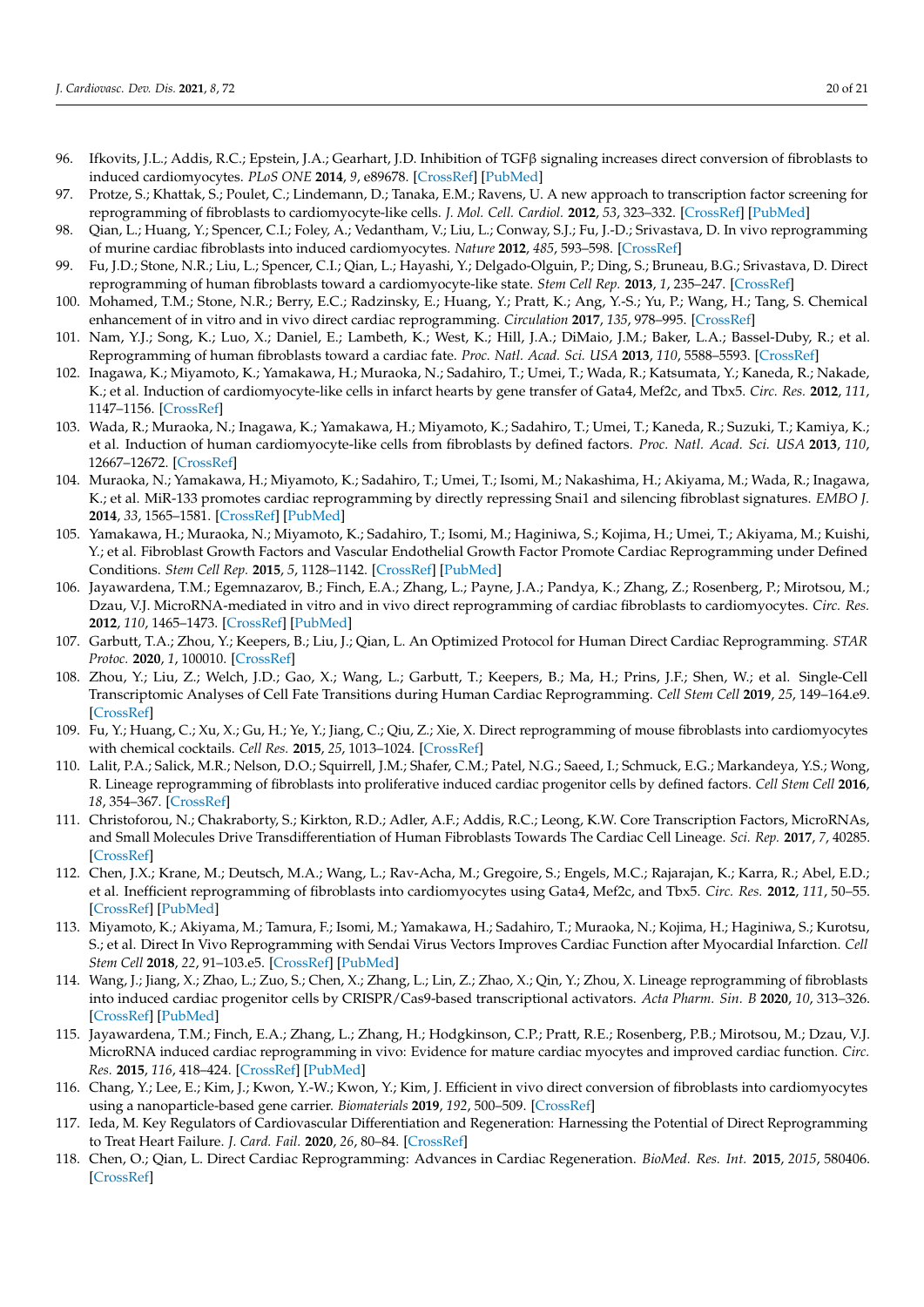96. Ifkovits, J.L.; Addis, R.C.; Epstein, J.A.; Gearhart, J.D. Inhibition of TGFβ signaling increases direct conversion of fibroblasts to induced cardiomyocytes. *PLoS ONE* **2014**, *9*, e89678. [CrossRef] [PubMed]
97. Protze, S.; Khattak, S.; Poulet, C.; Lindemann, D.; Tanaka, E.M.; Ravens, U. A new approach to transcription factor screening for reprogramming of fibroblasts to cardiomyocyte-like cells. *J. Mol. Cell. Cardiol.* **2012**, *53*, 323–332. [CrossRef] [PubMed]
98. Qian, L.; Huang, Y.; Spencer, C.I.; Foley, A.; Vedantham, V.; Liu, L.; Conway, S.J.; Fu, J.-D.; Srivastava, D. In vivo reprogramming of murine cardiac fibroblasts into induced cardiomyocytes. *Nature* **2012**, *485*, 593–598. [CrossRef]
99. Fu, J.D.; Stone, N.R.; Liu, L.; Spencer, C.I.; Qian, L.; Hayashi, Y.; Delgado-Olguin, P.; Ding, S.; Bruneau, B.G.; Srivastava, D. Direct reprogramming of human fibroblasts toward a cardiomyocyte-like state. *Stem Cell Rep.* **2013**, *1*, 235–247. [CrossRef]
100. Mohamed, T.M.; Stone, N.R.; Berry, E.C.; Radzinsky, E.; Huang, Y.; Pratt, K.; Ang, Y.-S.; Yu, P.; Wang, H.; Tang, S. Chemical enhancement of in vitro and in vivo direct cardiac reprogramming. *Circulation* **2017**, *135*, 978–995. [CrossRef]
101. Nam, Y.J.; Song, K.; Luo, X.; Daniel, E.; Lambeth, K.; West, K.; Hill, J.A.; DiMaio, J.M.; Baker, L.A.; Bassel-Duby, R.; et al. Reprogramming of human fibroblasts toward a cardiac fate. *Proc. Natl. Acad. Sci. USA* **2013**, *110*, 5588–5593. [CrossRef]
102. Inagawa, K.; Miyamoto, K.; Yamakawa, H.; Muraoka, N.; Sadahiro, T.; Umei, T.; Wada, R.; Katsumata, Y.; Kaneda, R.; Nakade, K.; et al. Induction of cardiomyocyte-like cells in infarct hearts by gene transfer of Gata4, Mef2c, and Tbx5. *Circ. Res.* **2012**, *111*, 1147–1156. [CrossRef]
103. Wada, R.; Muraoka, N.; Inagawa, K.; Yamakawa, H.; Miyamoto, K.; Sadahiro, T.; Umei, T.; Kaneda, R.; Suzuki, T.; Kamiya, K.; et al. Induction of human cardiomyocyte-like cells from fibroblasts by defined factors. *Proc. Natl. Acad. Sci. USA* **2013**, *110*, 12667–12672. [CrossRef]
104. Muraoka, N.; Yamakawa, H.; Miyamoto, K.; Sadahiro, T.; Umei, T.; Isomi, M.; Nakashima, H.; Akiyama, M.; Wada, R.; Inagawa, K.; et al. MiR-133 promotes cardiac reprogramming by directly repressing Snai1 and silencing fibroblast signatures. *EMBO J.* **2014**, *33*, 1565–1581. [CrossRef] [PubMed]
105. Yamakawa, H.; Muraoka, N.; Miyamoto, K.; Sadahiro, T.; Isomi, M.; Haginiwa, S.; Kojima, H.; Umei, T.; Akiyama, M.; Kuishi, Y.; et al. Fibroblast Growth Factors and Vascular Endothelial Growth Factor Promote Cardiac Reprogramming under Defined Conditions. *Stem Cell Rep.* **2015**, *5*, 1128–1142. [CrossRef] [PubMed]
106. Jayawardena, T.M.; Egemnazarov, B.; Finch, E.A.; Zhang, L.; Payne, J.A.; Pandya, K.; Zhang, Z.; Rosenberg, P.; Mirotsou, M.; Dzau, V.J. MicroRNA-mediated in vitro and in vivo direct reprogramming of cardiac fibroblasts to cardiomyocytes. *Circ. Res.* **2012**, *110*, 1465–1473. [CrossRef] [PubMed]
107. Garbutt, T.A.; Zhou, Y.; Keepers, B.; Liu, J.; Qian, L. An Optimized Protocol for Human Direct Cardiac Reprogramming. *STAR Protoc.* **2020**, *1*, 100010. [CrossRef]
108. Zhou, Y.; Liu, Z.; Welch, J.D.; Gao, X.; Wang, L.; Garbutt, T.; Keepers, B.; Ma, H.; Prins, J.F.; Shen, W.; et al. Single-Cell Transcriptomic Analyses of Cell Fate Transitions during Human Cardiac Reprogramming. *Cell Stem Cell* **2019**, *25*, 149–164.e9. [CrossRef]
109. Fu, Y.; Huang, C.; Xu, X.; Gu, H.; Ye, Y.; Jiang, C.; Qiu, Z.; Xie, X. Direct reprogramming of mouse fibroblasts into cardiomyocytes with chemical cocktails. *Cell Res.* **2015**, *25*, 1013–1024. [CrossRef]
110. Lalit, P.A.; Salick, M.R.; Nelson, D.O.; Squirrell, J.M.; Shafer, C.M.; Patel, N.G.; Saeed, I.; Schmuck, E.G.; Markandeya, Y.S.; Wong, R. Lineage reprogramming of fibroblasts into proliferative induced cardiac progenitor cells by defined factors. *Cell Stem Cell* **2016**, *18*, 354–367. [CrossRef]
111. Christoforou, N.; Chakraborty, S.; Kirkton, R.D.; Adler, A.F.; Addis, R.C.; Leong, K.W. Core Transcription Factors, MicroRNAs, and Small Molecules Drive Transdifferentiation of Human Fibroblasts Towards The Cardiac Cell Lineage. *Sci. Rep.* **2017**, *7*, 40285. [CrossRef]
112. Chen, J.X.; Krane, M.; Deutsch, M.A.; Wang, L.; Rav-Acha, M.; Gregoire, S.; Engels, M.C.; Rajarajan, K.; Karra, R.; Abel, E.D.; et al. Inefficient reprogramming of fibroblasts into cardiomyocytes using Gata4, Mef2c, and Tbx5. *Circ. Res.* **2012**, *111*, 50–55. [CrossRef] [PubMed]
113. Miyamoto, K.; Akiyama, M.; Tamura, F.; Isomi, M.; Yamakawa, H.; Sadahiro, T.; Muraoka, N.; Kojima, H.; Haginiwa, S.; Kurotsu, S.; et al. Direct In Vivo Reprogramming with Sendai Virus Vectors Improves Cardiac Function after Myocardial Infarction. *Cell Stem Cell* **2018**, *22*, 91–103.e5. [CrossRef] [PubMed]
114. Wang, J.; Jiang, X.; Zhao, L.; Zuo, S.; Chen, X.; Zhang, L.; Lin, Z.; Zhao, X.; Qin, Y.; Zhou, X. Lineage reprogramming of fibroblasts into induced cardiac progenitor cells by CRISPR/Cas9-based transcriptional activators. *Acta Pharm. Sin. B* **2020**, *10*, 313–326. [CrossRef] [PubMed]
115. Jayawardena, T.M.; Finch, E.A.; Zhang, L.; Zhang, H.; Hodgkinson, C.P.; Pratt, R.E.; Rosenberg, P.B.; Mirotsou, M.; Dzau, V.J. MicroRNA induced cardiac reprogramming in vivo: Evidence for mature cardiac myocytes and improved cardiac function. *Circ. Res.* **2015**, *116*, 418–424. [CrossRef] [PubMed]
116. Chang, Y.; Lee, E.; Kim, J.; Kwon, Y.-W.; Kwon, Y.; Kim, J. Efficient in vivo direct conversion of fibroblasts into cardiomyocytes using a nanoparticle-based gene carrier. *Biomaterials* **2019**, *192*, 500–509. [CrossRef]
117. Ieda, M. Key Regulators of Cardiovascular Differentiation and Regeneration: Harnessing the Potential of Direct Reprogramming to Treat Heart Failure. *J. Card. Fail.* **2020**, *26*, 80–84. [CrossRef]
118. Chen, O.; Qian, L. Direct Cardiac Reprogramming: Advances in Cardiac Regeneration. *BioMed. Res. Int.* **2015**, *2015*, 580406. [CrossRef]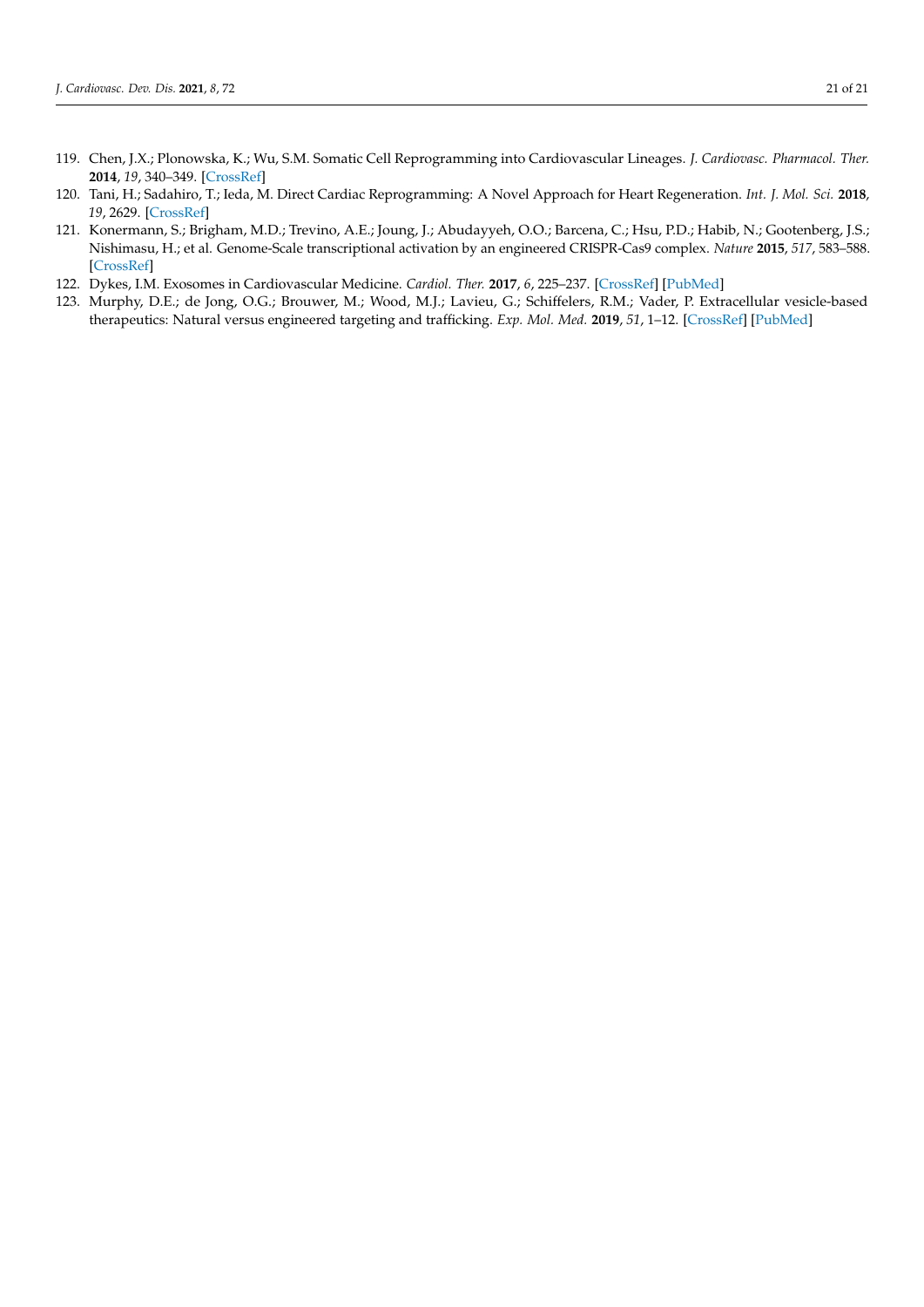119. Chen, J.X.; Plonowska, K.; Wu, S.M. Somatic Cell Reprogramming into Cardiovascular Lineages. *J. Cardiovasc. Pharmacol. Ther.* **2014**, *19*, 340–349. [CrossRef]
120. Tani, H.; Sadahiro, T.; Ieda, M. Direct Cardiac Reprogramming: A Novel Approach for Heart Regeneration. *Int. J. Mol. Sci.* **2018**, *19*, 2629. [CrossRef]
121. Konermann, S.; Brigham, M.D.; Trevino, A.E.; Joung, J.; Abudayyeh, O.O.; Barcena, C.; Hsu, P.D.; Habib, N.; Gootenberg, J.S.; Nishimasu, H.; et al. Genome-Scale transcriptional activation by an engineered CRISPR-Cas9 complex. *Nature* **2015**, *517*, 583–588. [CrossRef]
122. Dykes, I.M. Exosomes in Cardiovascular Medicine. *Cardiol. Ther.* **2017**, *6*, 225–237. [CrossRef] [PubMed]
123. Murphy, D.E.; de Jong, O.G.; Brouwer, M.; Wood, M.J.; Lavieu, G.; Schiffelers, R.M.; Vader, P. Extracellular vesicle-based therapeutics: Natural versus engineered targeting and trafficking. *Exp. Mol. Med.* **2019**, *51*, 1–12. [CrossRef] [PubMed]